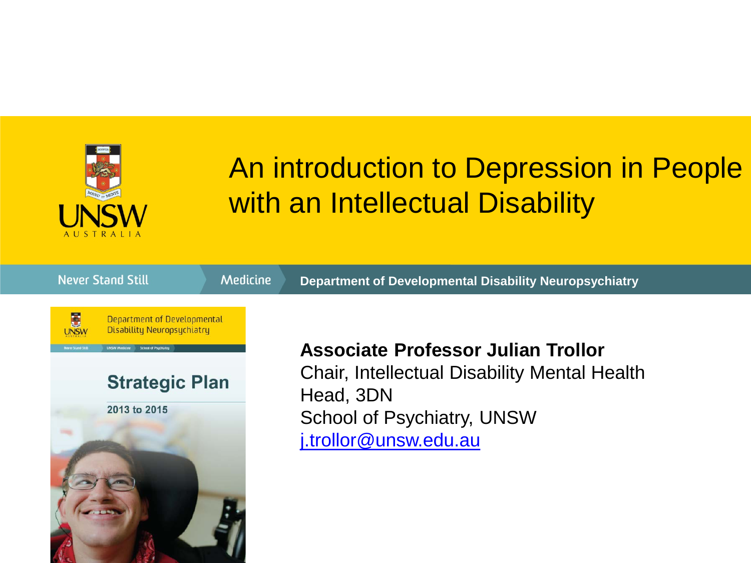# An introduction to Depression in People with an Intellectual Disability

UNSW Australia

Never Stand Still | Medicine | Department of Developmental Disability Neuropsychiatry

**Associate Professor Julian Trollor**
Chair, Intellectual Disability Mental Health
Head, 3DN
School of Psychiatry, UNSW
j.trollor@unsw.edu.au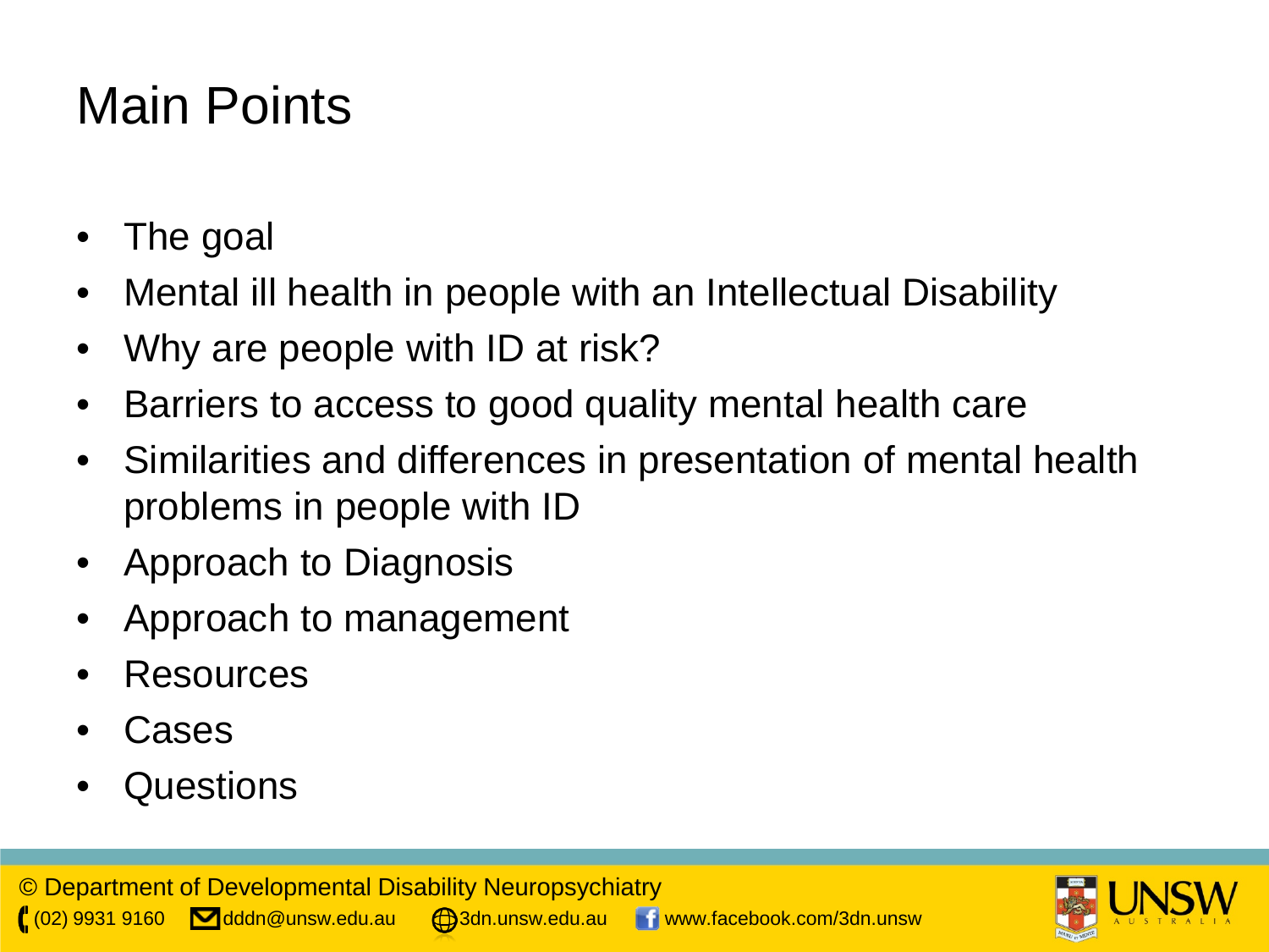# Main Points

- The goal
- Mental ill health in people with an Intellectual Disability
- Why are people with ID at risk?
- Barriers to access to good quality mental health care
- Similarities and differences in presentation of mental health problems in people with ID
- Approach to Diagnosis
- Approach to management
- Resources
- Cases
- Questions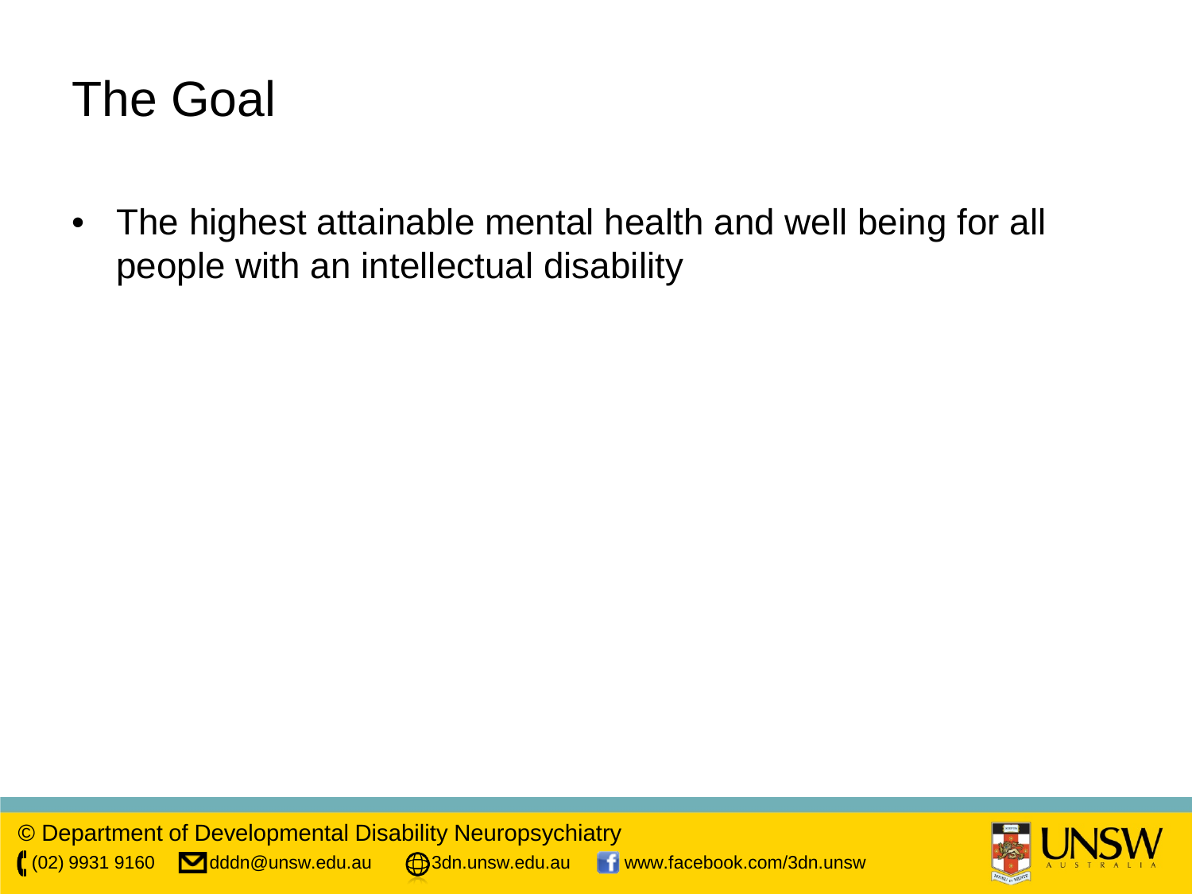# The Goal

- The highest attainable mental health and well being for all people with an intellectual disability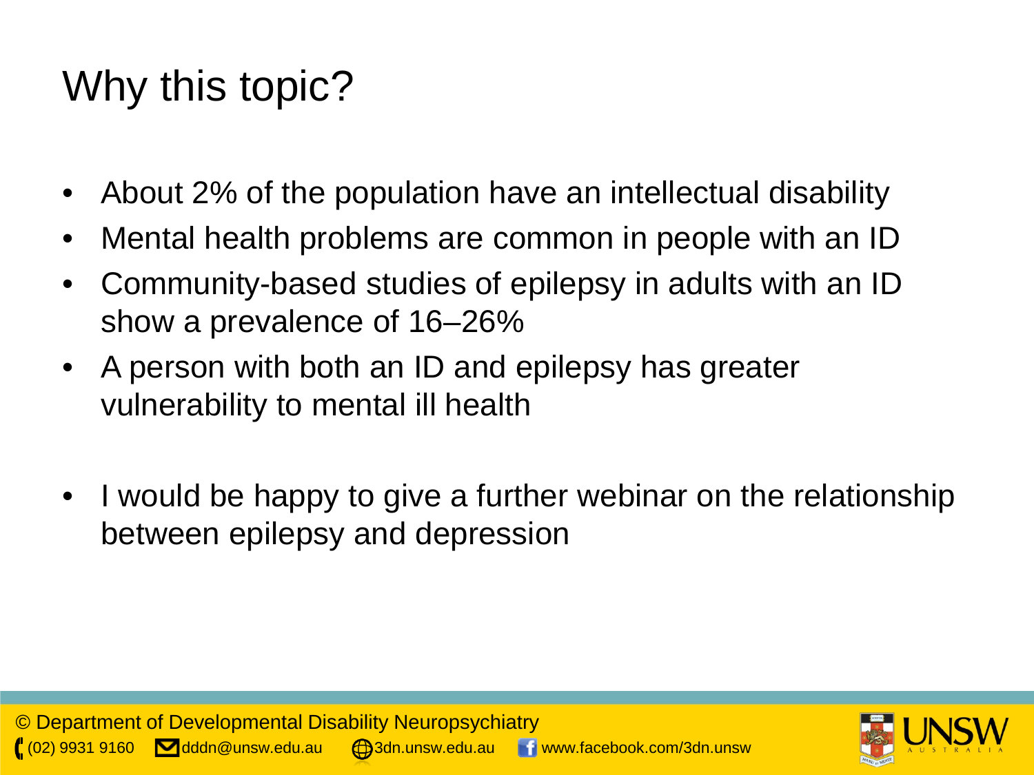# Why this topic?

- About 2% of the population have an intellectual disability
- Mental health problems are common in people with an ID
- Community-based studies of epilepsy in adults with an ID show a prevalence of 16–26%
- A person with both an ID and epilepsy has greater vulnerability to mental ill health

- I would be happy to give a further webinar on the relationship between epilepsy and depression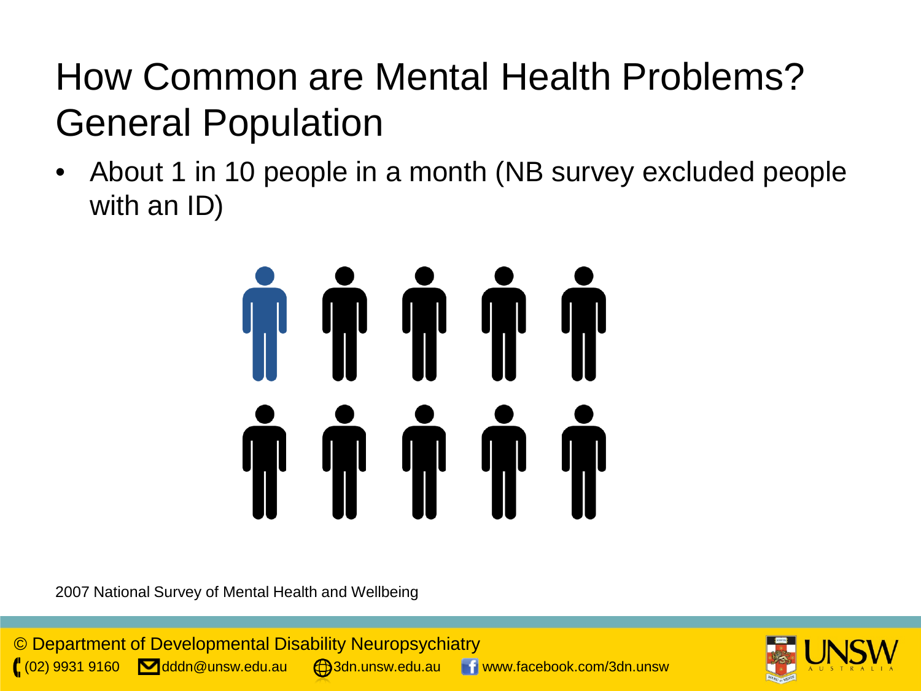# How Common are Mental Health Problems? General Population

- About 1 in 10 people in a month (NB survey excluded people with an ID)

2007 National Survey of Mental Health and Wellbeing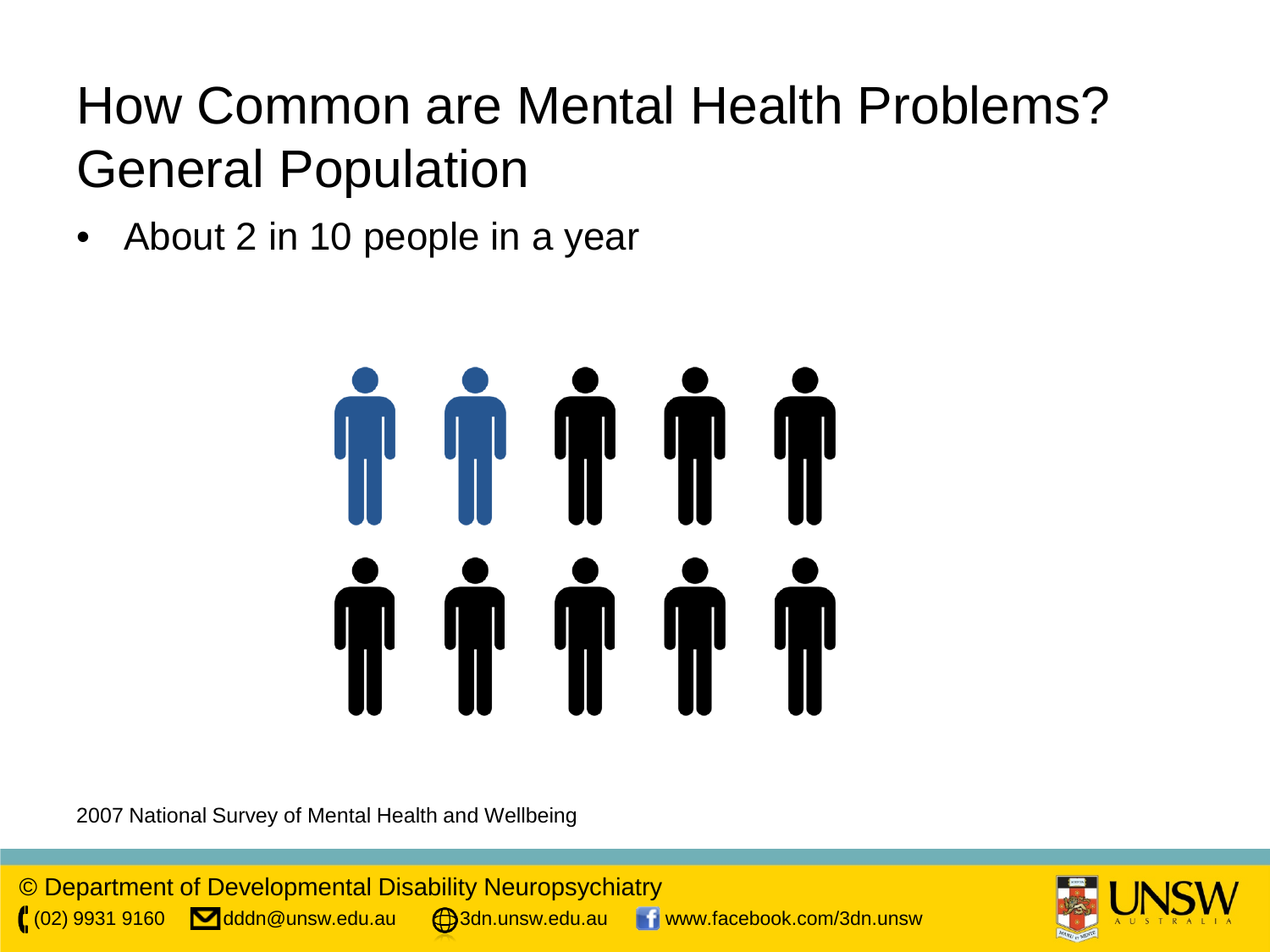# How Common are Mental Health Problems? General Population

- About 2 in 10 people in a year

2007 National Survey of Mental Health and Wellbeing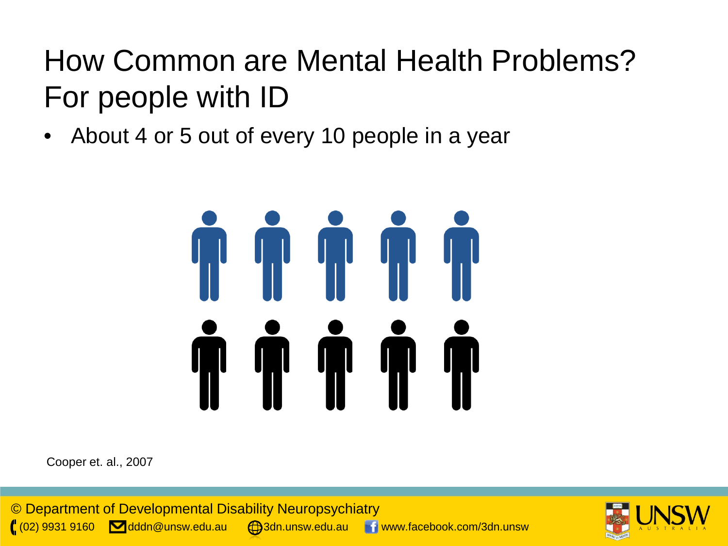# How Common are Mental Health Problems? For people with ID

- About 4 or 5 out of every 10 people in a year

Cooper et. al., 2007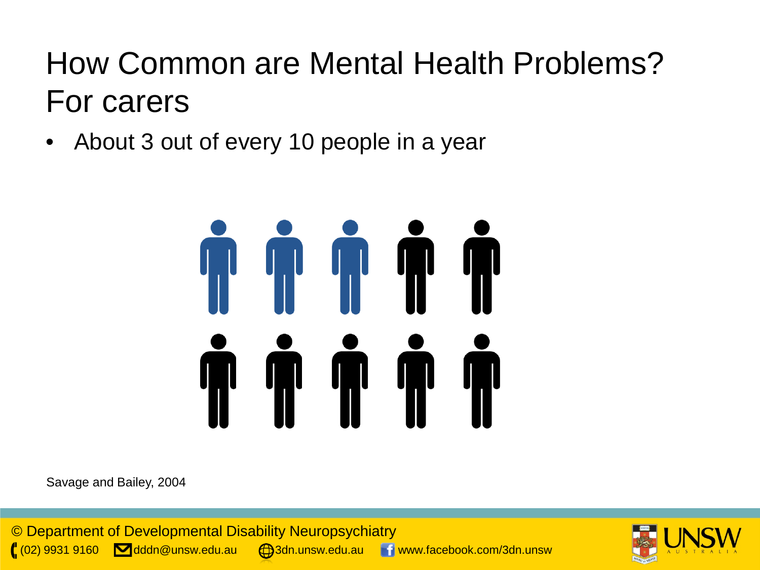# How Common are Mental Health Problems? For carers

- About 3 out of every 10 people in a year

Savage and Bailey, 2004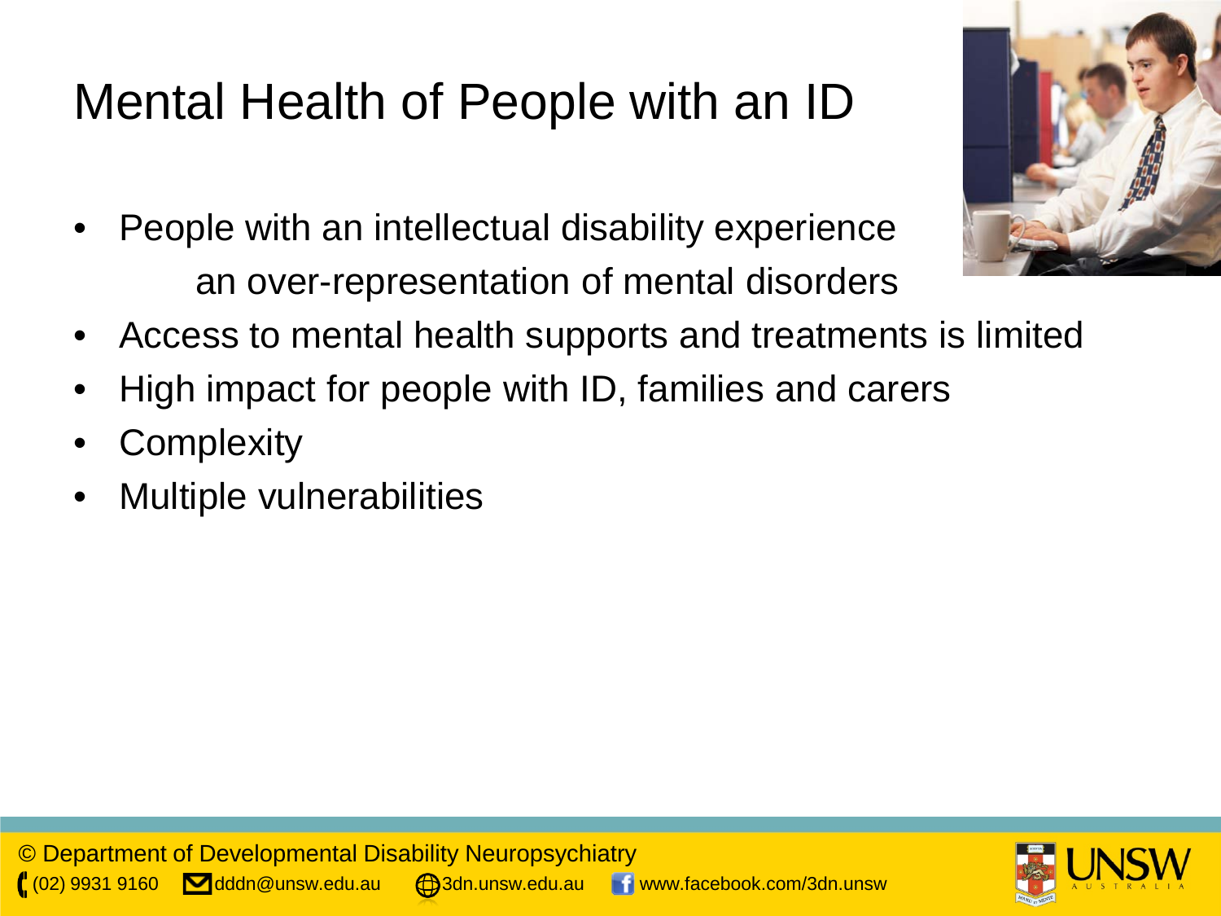# Mental Health of People with an ID

- People with an intellectual disability experience an over-representation of mental disorders
- Access to mental health supports and treatments is limited
- High impact for people with ID, families and carers
- Complexity
- Multiple vulnerabilities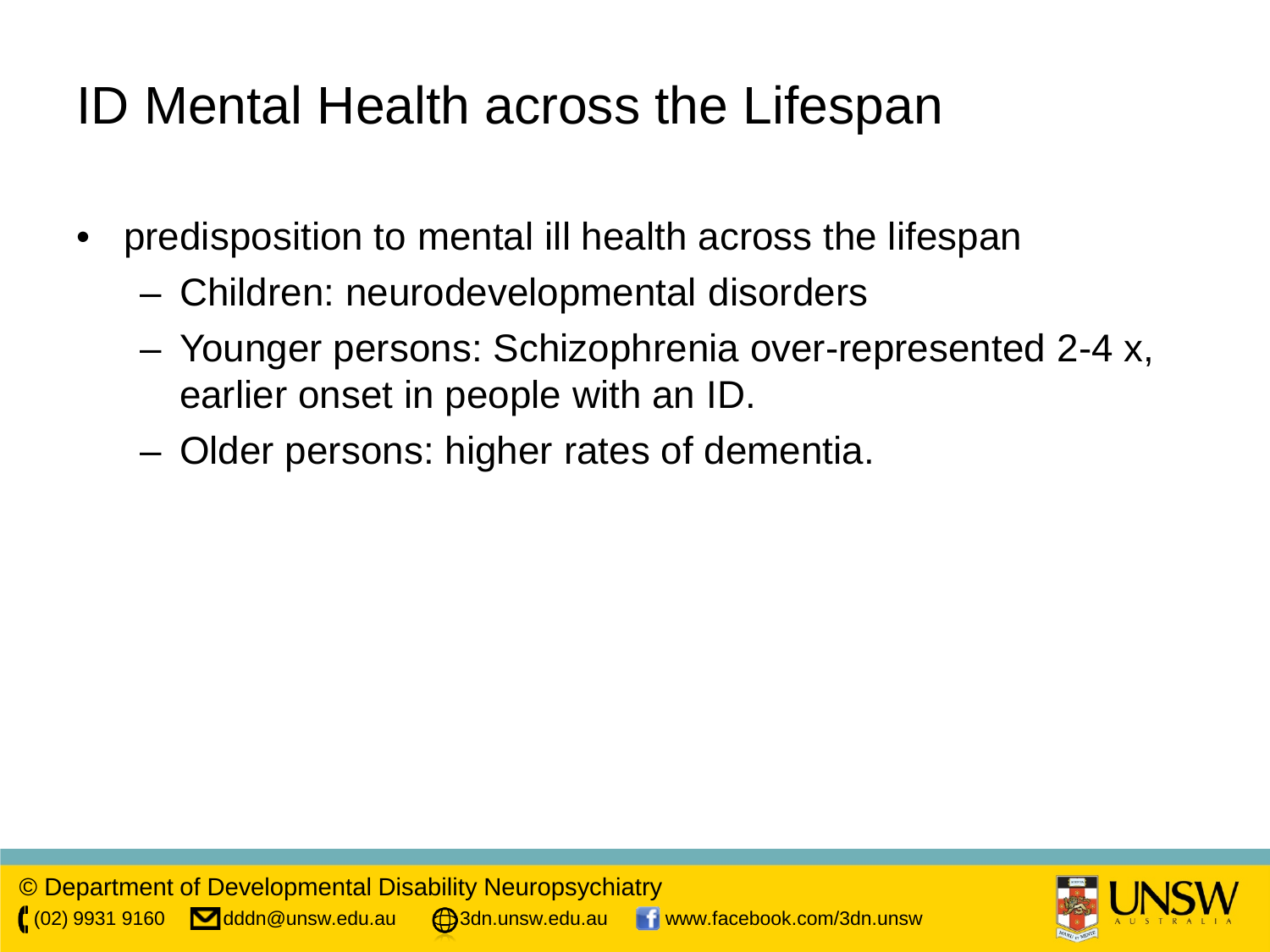# ID Mental Health across the Lifespan

- predisposition to mental ill health across the lifespan
  - Children: neurodevelopmental disorders
  - Younger persons: Schizophrenia over-represented 2-4 x, earlier onset in people with an ID.
  - Older persons: higher rates of dementia.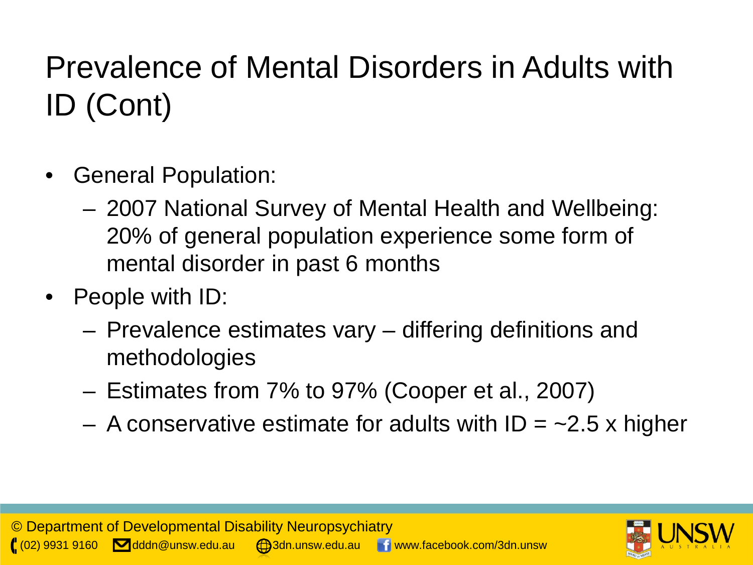# Prevalence of Mental Disorders in Adults with ID (Cont)

- General Population:
  - 2007 National Survey of Mental Health and Wellbeing: 20% of general population experience some form of mental disorder in past 6 months
- People with ID:
  - Prevalence estimates vary – differing definitions and methodologies
  - Estimates from 7% to 97% (Cooper et al., 2007)
  - A conservative estimate for adults with ID = ~2.5 x higher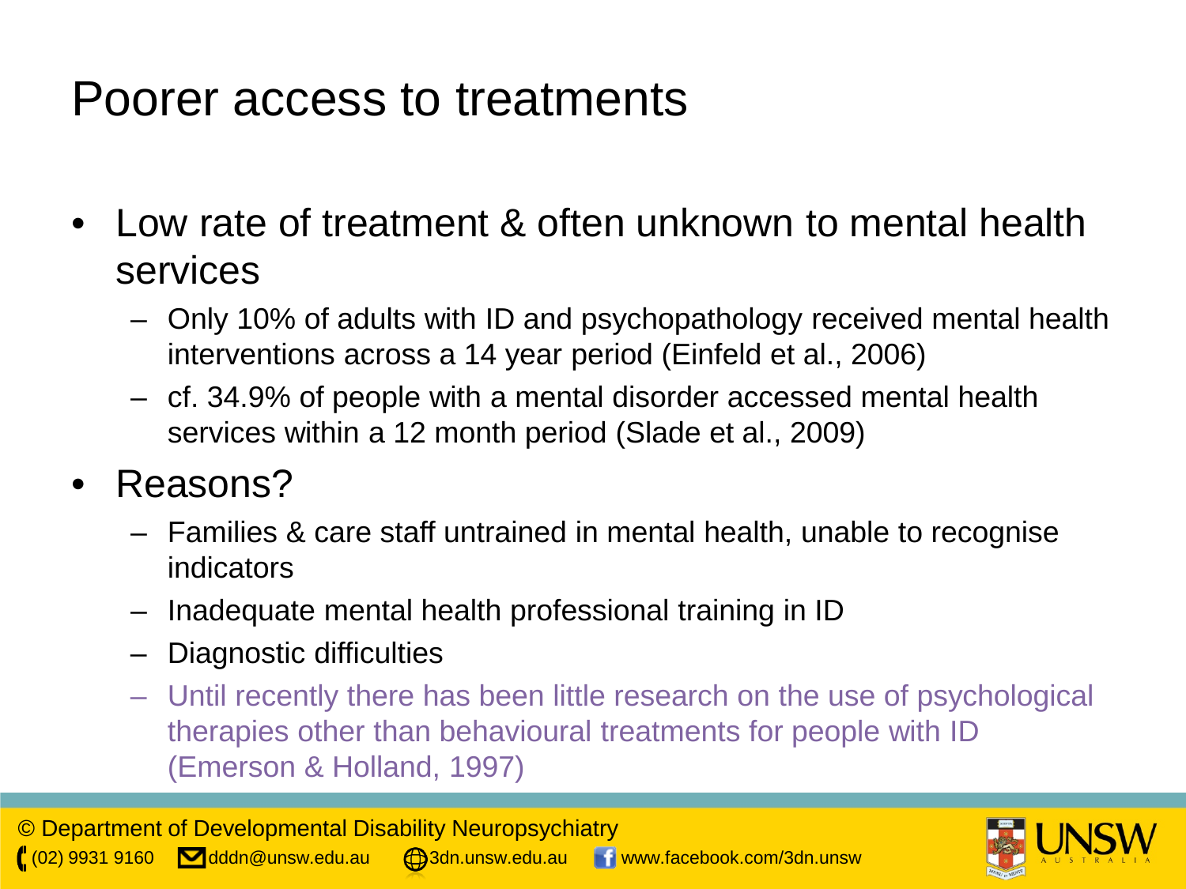# Poorer access to treatments

- Low rate of treatment & often unknown to mental health services
  - Only 10% of adults with ID and psychopathology received mental health interventions across a 14 year period (Einfeld et al., 2006)
  - cf. 34.9% of people with a mental disorder accessed mental health services within a 12 month period (Slade et al., 2009)
- Reasons?
  - Families & care staff untrained in mental health, unable to recognise indicators
  - Inadequate mental health professional training in ID
  - Diagnostic difficulties
  - Until recently there has been little research on the use of psychological therapies other than behavioural treatments for people with ID (Emerson & Holland, 1997)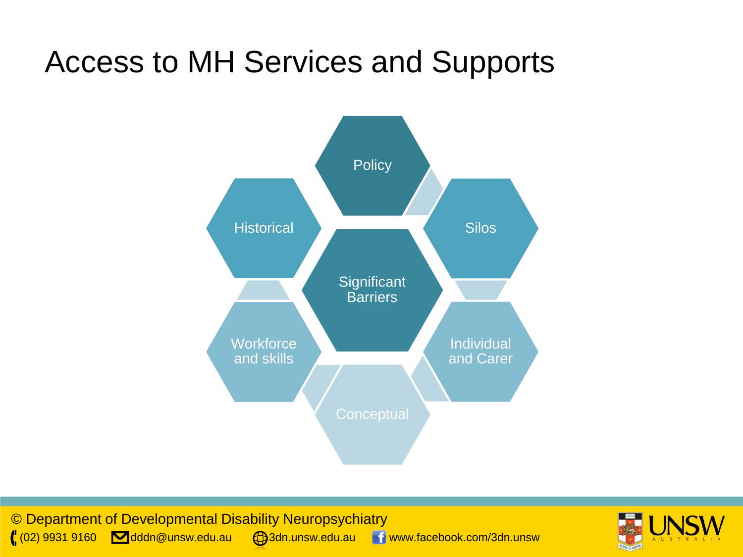# Access to MH Services and Supports

- Policy
- Silos
- Individual and Carer
- Conceptual
- Workforce and skills
- Historical

Significant Barriers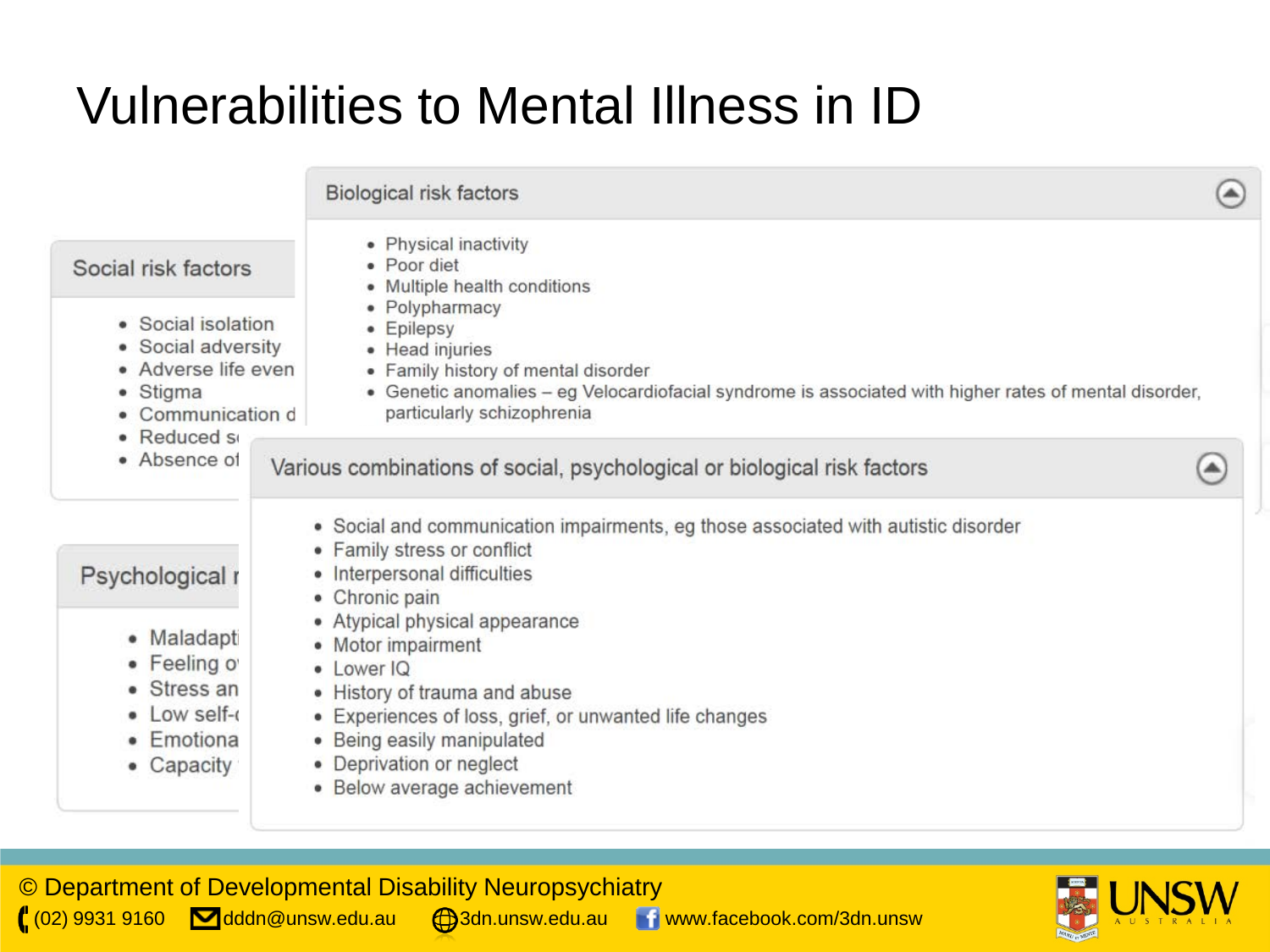# Vulnerabilities to Mental Illness in ID

## Social risk factors

- Social isolation
- Social adversity
- Adverse life even
- Stigma
- Communication d
- Reduced s
- Absence of

## Biological risk factors

- Physical inactivity
- Poor diet
- Multiple health conditions
- Polypharmacy
- Epilepsy
- Head injuries
- Family history of mental disorder
- Genetic anomalies – eg Velocardiofacial syndrome is associated with higher rates of mental disorder, particularly schizophrenia

## Psychological r

- Maladapti
- Feeling o
- Stress an
- Low self-
- Emotiona
- Capacity

## Various combinations of social, psychological or biological risk factors

- Social and communication impairments, eg those associated with autistic disorder
- Family stress or conflict
- Interpersonal difficulties
- Chronic pain
- Atypical physical appearance
- Motor impairment
- Lower IQ
- History of trauma and abuse
- Experiences of loss, grief, or unwanted life changes
- Being easily manipulated
- Deprivation or neglect
- Below average achievement

© Department of Developmental Disability Neuropsychiatry
(02) 9931 9160 dddn@unsw.edu.au 3dn.unsw.edu.au www.facebook.com/3dn.unsw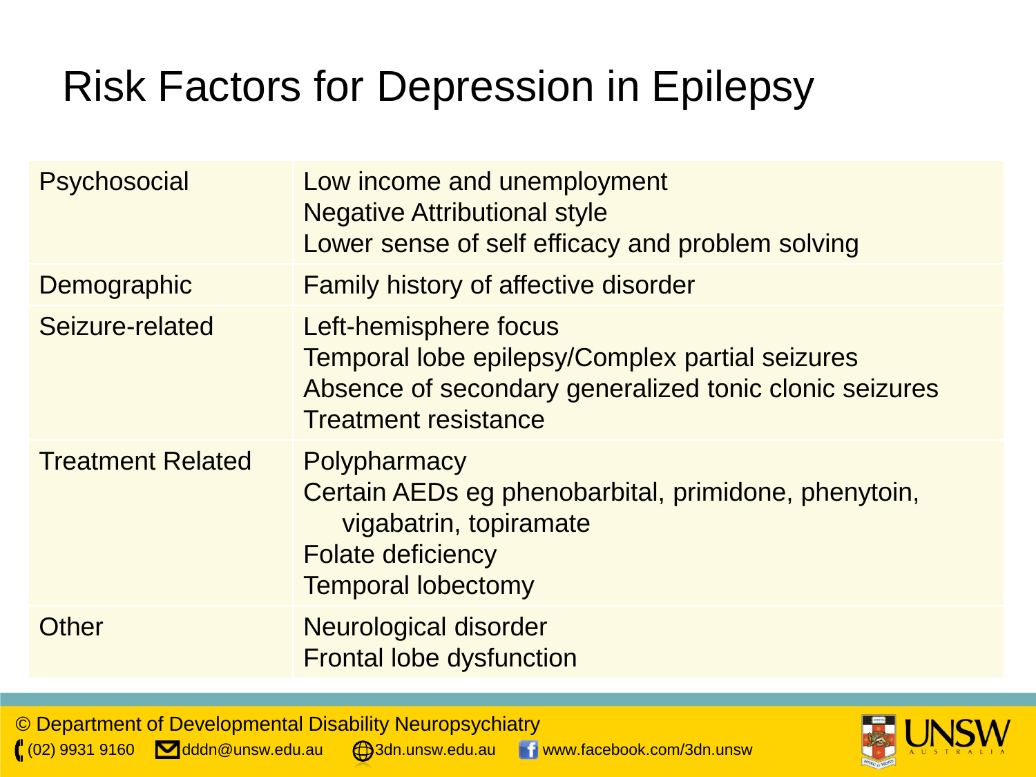# Risk Factors for Depression in Epilepsy

| | |
|---|---|
| Psychosocial | Low income and unemployment<br>Negative Attributional style<br>Lower sense of self efficacy and problem solving |
| Demographic | Family history of affective disorder |
| Seizure-related | Left-hemisphere focus<br>Temporal lobe epilepsy/Complex partial seizures<br>Absence of secondary generalized tonic clonic seizures<br>Treatment resistance |
| Treatment Related | Polypharmacy<br>Certain AEDs eg phenobarbital, primidone, phenytoin, vigabatrin, topiramate<br>Folate deficiency<br>Temporal lobectomy |
| Other | Neurological disorder<br>Frontal lobe dysfunction |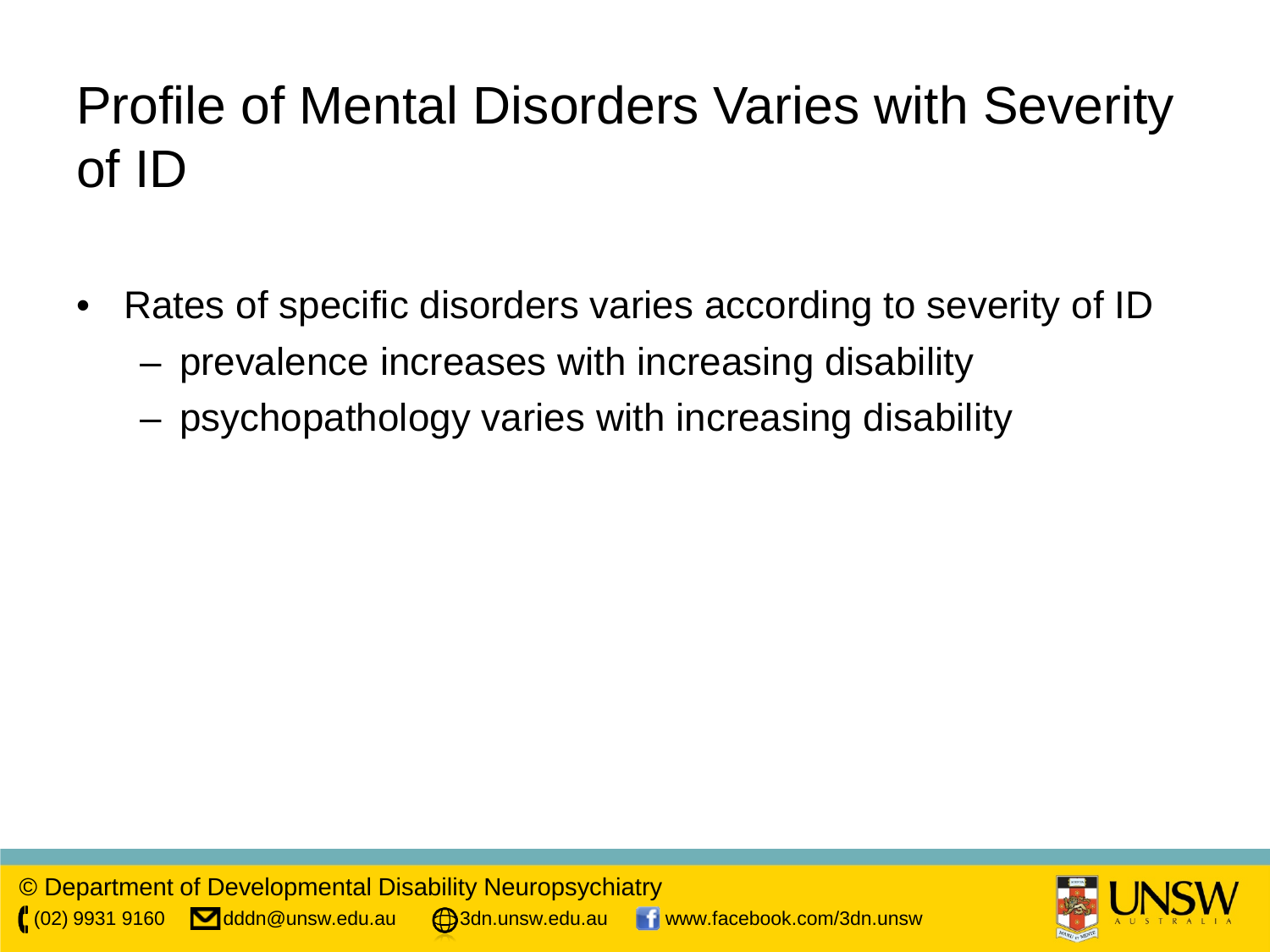# Profile of Mental Disorders Varies with Severity of ID

- Rates of specific disorders varies according to severity of ID
  - prevalence increases with increasing disability
  - psychopathology varies with increasing disability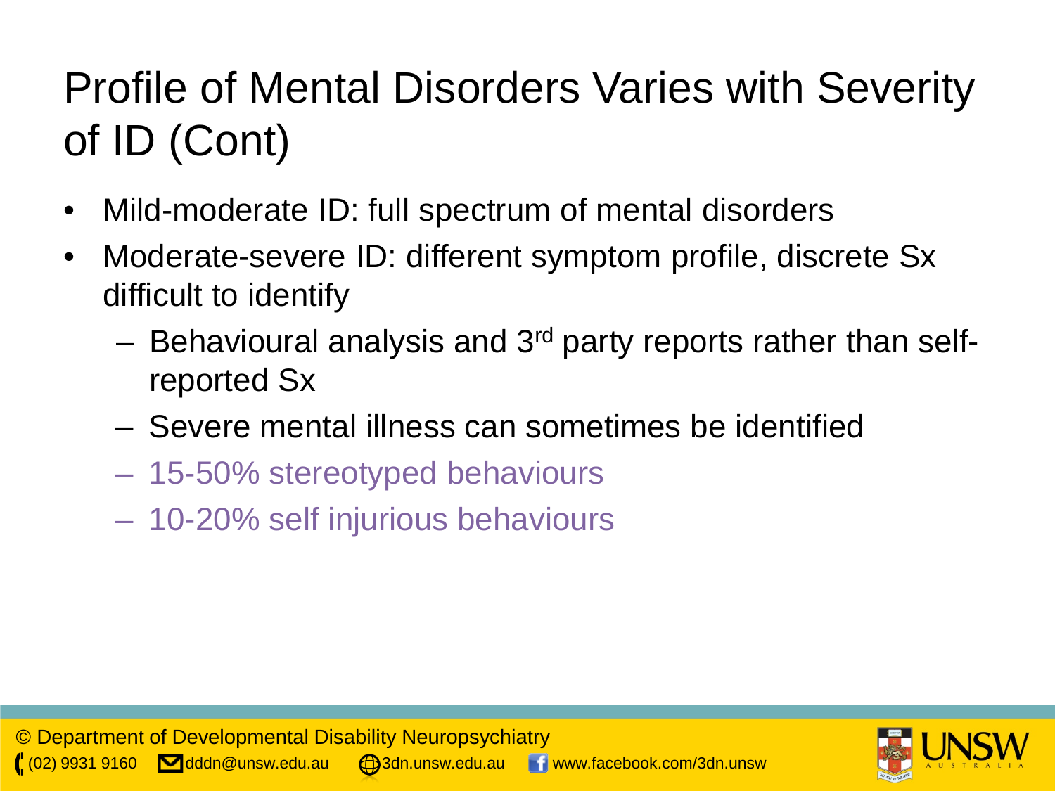# Profile of Mental Disorders Varies with Severity of ID (Cont)

- Mild-moderate ID: full spectrum of mental disorders
- Moderate-severe ID: different symptom profile, discrete Sx difficult to identify
  - Behavioural analysis and 3rd party reports rather than self-reported Sx
  - Severe mental illness can sometimes be identified
  - 15-50% stereotyped behaviours
  - 10-20% self injurious behaviours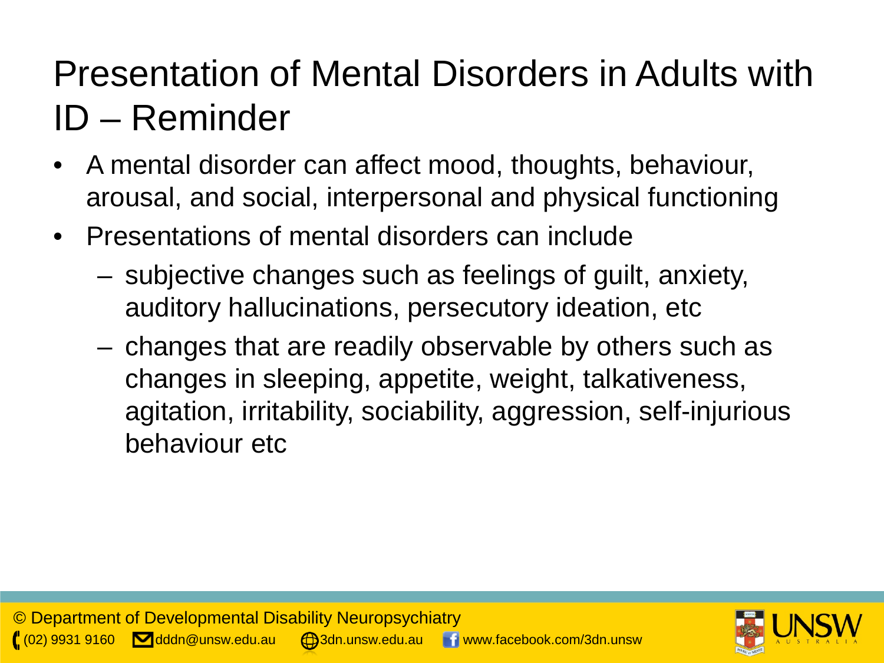# Presentation of Mental Disorders in Adults with ID – Reminder

- A mental disorder can affect mood, thoughts, behaviour, arousal, and social, interpersonal and physical functioning
- Presentations of mental disorders can include
  - subjective changes such as feelings of guilt, anxiety, auditory hallucinations, persecutory ideation, etc
  - changes that are readily observable by others such as changes in sleeping, appetite, weight, talkativeness, agitation, irritability, sociability, aggression, self-injurious behaviour etc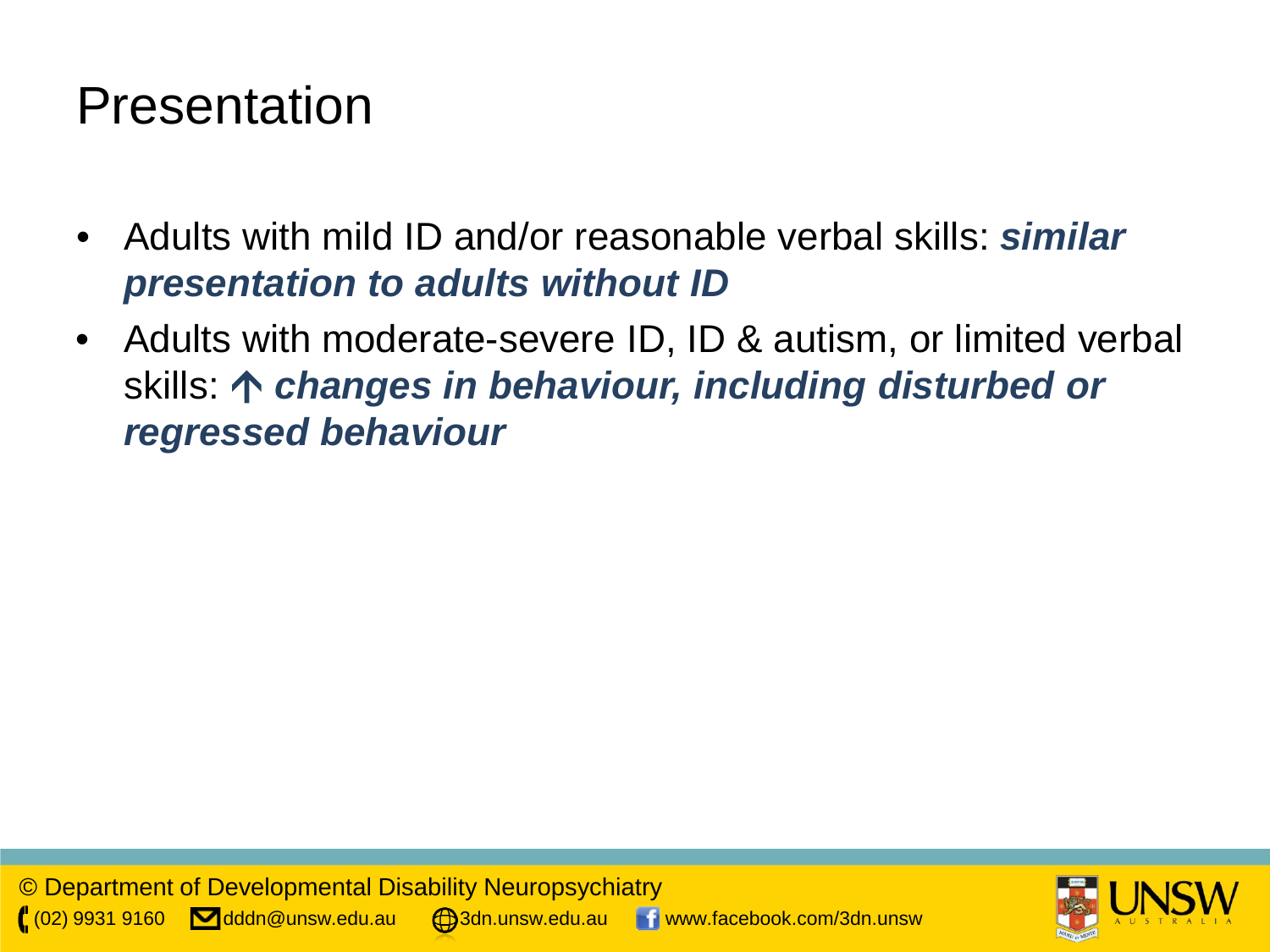# Presentation

- Adults with mild ID and/or reasonable verbal skills: ***similar presentation to adults without ID***
- Adults with moderate-severe ID, ID & autism, or limited verbal skills: **↑** ***changes in behaviour, including disturbed or regressed behaviour***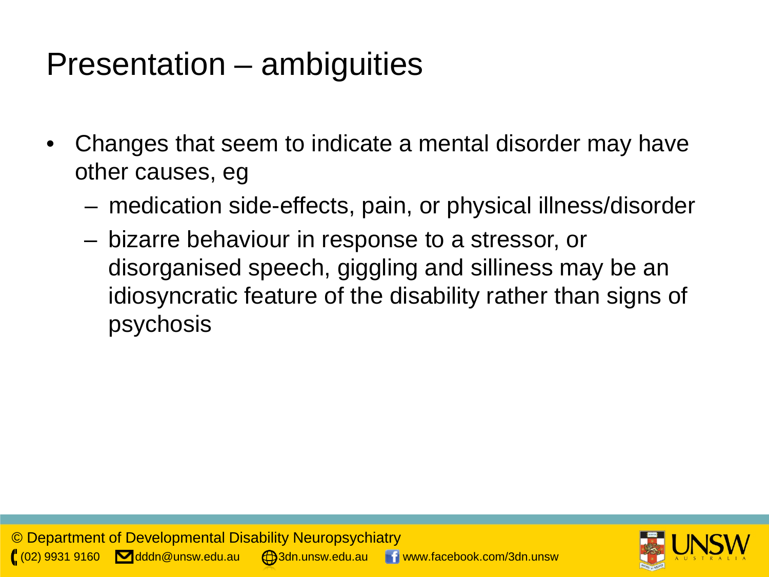# Presentation – ambiguities

- Changes that seem to indicate a mental disorder may have other causes, eg
  - medication side-effects, pain, or physical illness/disorder
  - bizarre behaviour in response to a stressor, or disorganised speech, giggling and silliness may be an idiosyncratic feature of the disability rather than signs of psychosis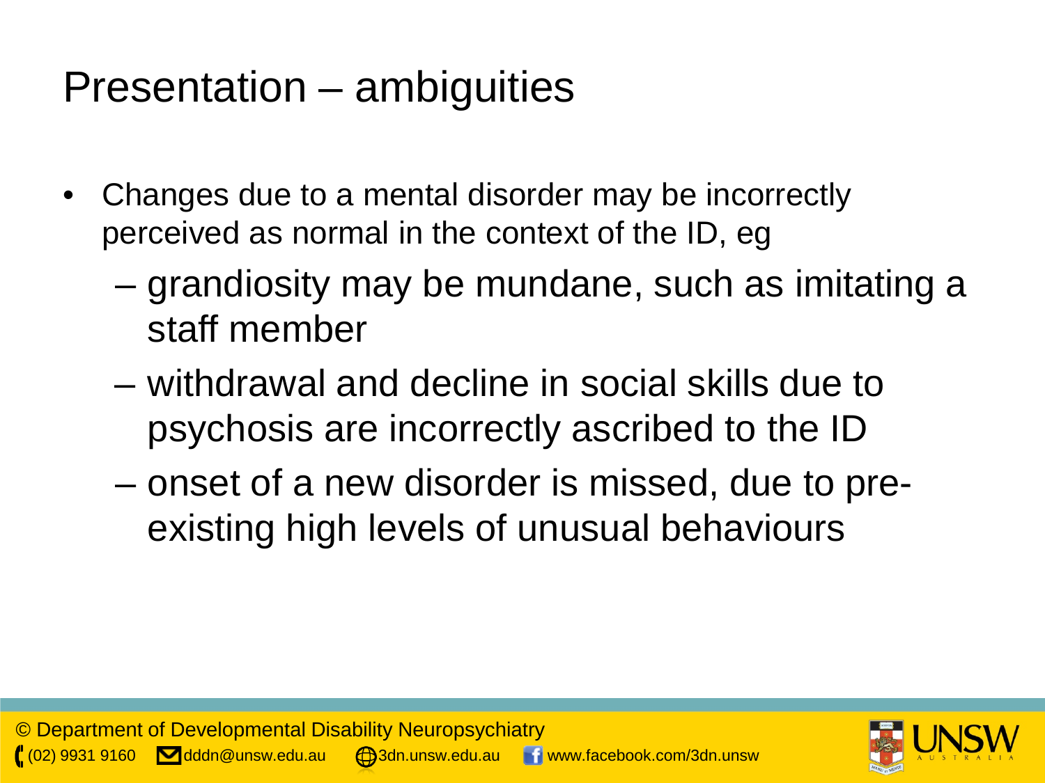# Presentation – ambiguities

- Changes due to a mental disorder may be incorrectly perceived as normal in the context of the ID, eg
  - grandiosity may be mundane, such as imitating a staff member
  - withdrawal and decline in social skills due to psychosis are incorrectly ascribed to the ID
  - onset of a new disorder is missed, due to pre-existing high levels of unusual behaviours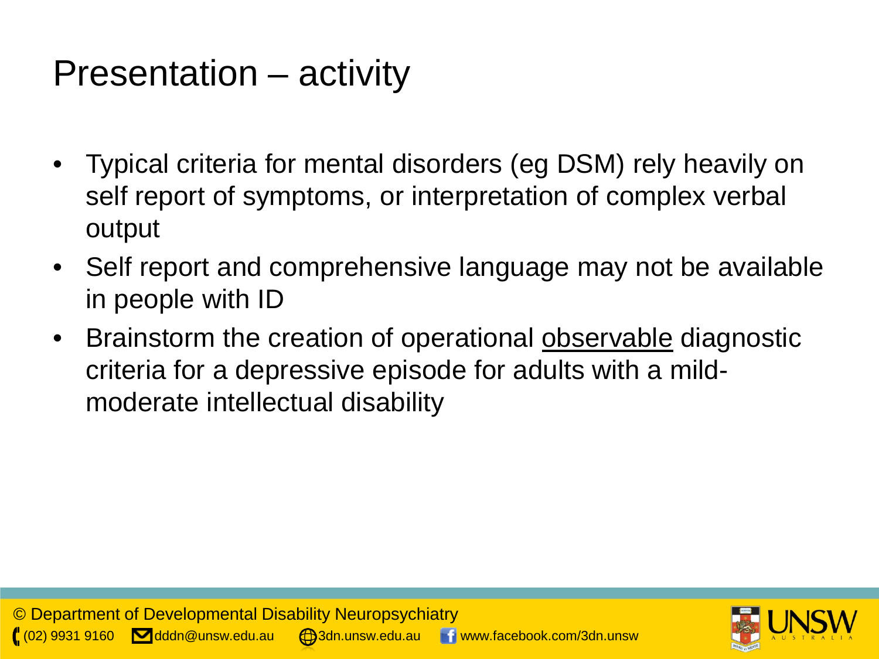# Presentation – activity

- Typical criteria for mental disorders (eg DSM) rely heavily on self report of symptoms, or interpretation of complex verbal output
- Self report and comprehensive language may not be available in people with ID
- Brainstorm the creation of operational <u>observable</u> diagnostic criteria for a depressive episode for adults with a mild-moderate intellectual disability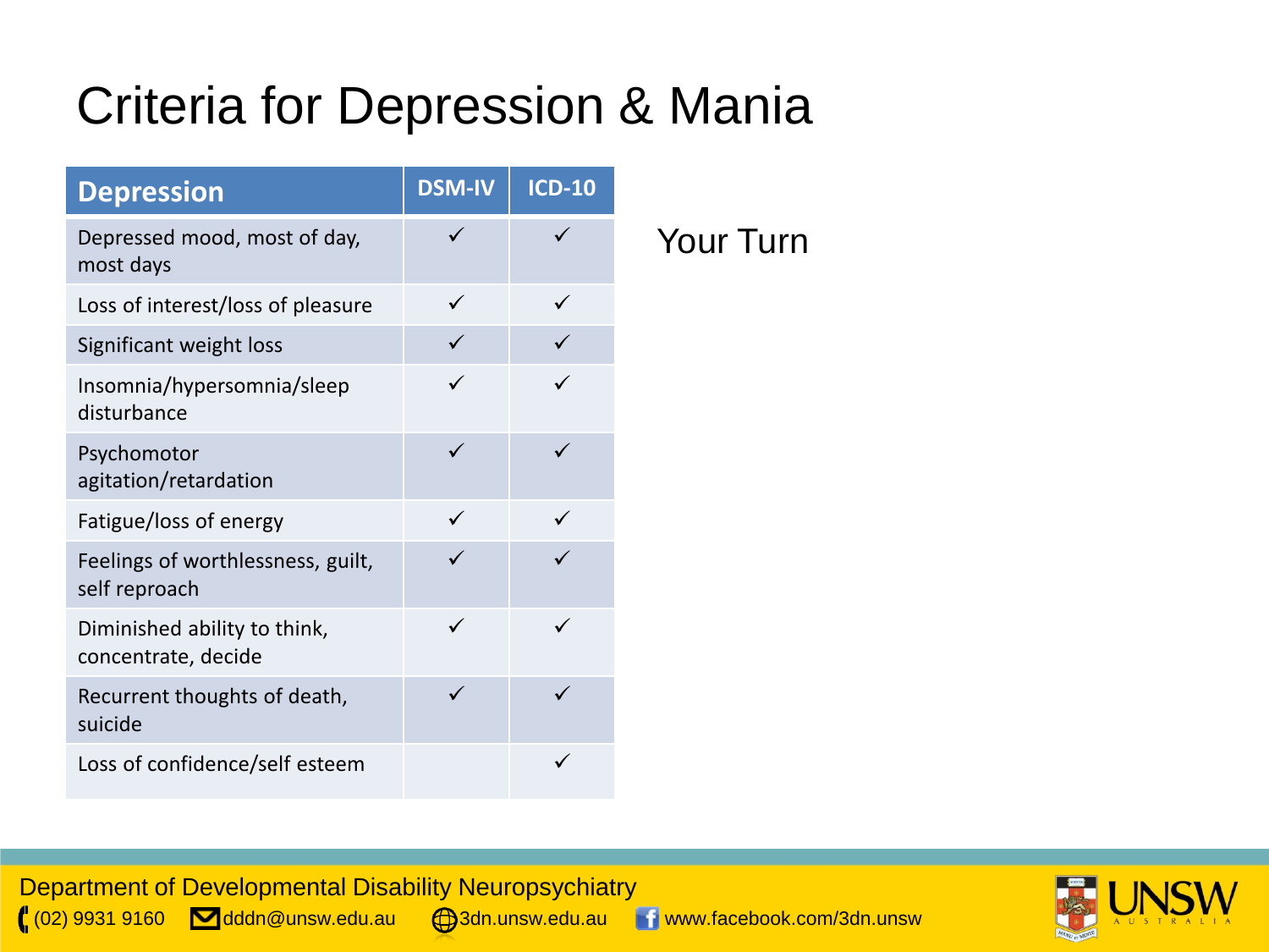# Criteria for Depression & Mania

| Depression | DSM-IV | ICD-10 |
| --- | --- | --- |
| Depressed mood, most of day, most days | ✓ | ✓ |
| Loss of interest/loss of pleasure | ✓ | ✓ |
| Significant weight loss | ✓ | ✓ |
| Insomnia/hypersomnia/sleep disturbance | ✓ | ✓ |
| Psychomotor agitation/retardation | ✓ | ✓ |
| Fatigue/loss of energy | ✓ | ✓ |
| Feelings of worthlessness, guilt, self reproach | ✓ | ✓ |
| Diminished ability to think, concentrate, decide | ✓ | ✓ |
| Recurrent thoughts of death, suicide | ✓ | ✓ |
| Loss of confidence/self esteem | | ✓ |

Your Turn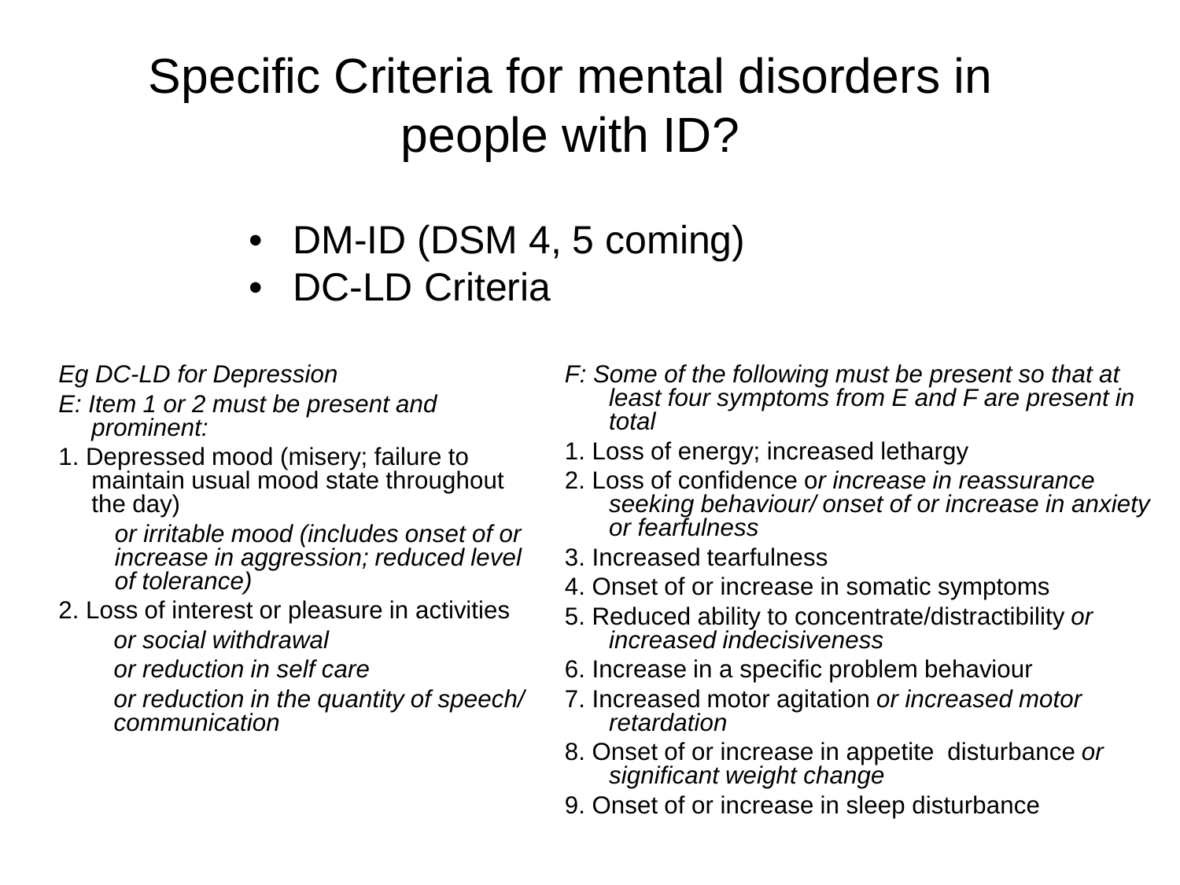# Specific Criteria for mental disorders in people with ID?

- DM-ID (DSM 4, 5 coming)
- DC-LD Criteria

*Eg DC-LD for Depression*

*E: Item 1 or 2 must be present and prominent:*

1. Depressed mood (misery; failure to maintain usual mood state throughout the day)

   *or irritable mood (includes onset of or increase in aggression; reduced level of tolerance)*

2. Loss of interest or pleasure in activities

   *or social withdrawal*

   *or reduction in self care*

   *or reduction in the quantity of speech/ communication*

*F: Some of the following must be present so that at least four symptoms from E and F are present in total*

1. Loss of energy; increased lethargy
2. Loss of confidence o*r increase in reassurance seeking behaviour/ onset of or increase in anxiety or fearfulness*
3. Increased tearfulness
4. Onset of or increase in somatic symptoms
5. Reduced ability to concentrate/distractibility *or increased indecisiveness*
6. Increase in a specific problem behaviour
7. Increased motor agitation *or increased motor retardation*
8. Onset of or increase in appetite disturbance *or significant weight change*
9. Onset of or increase in sleep disturbance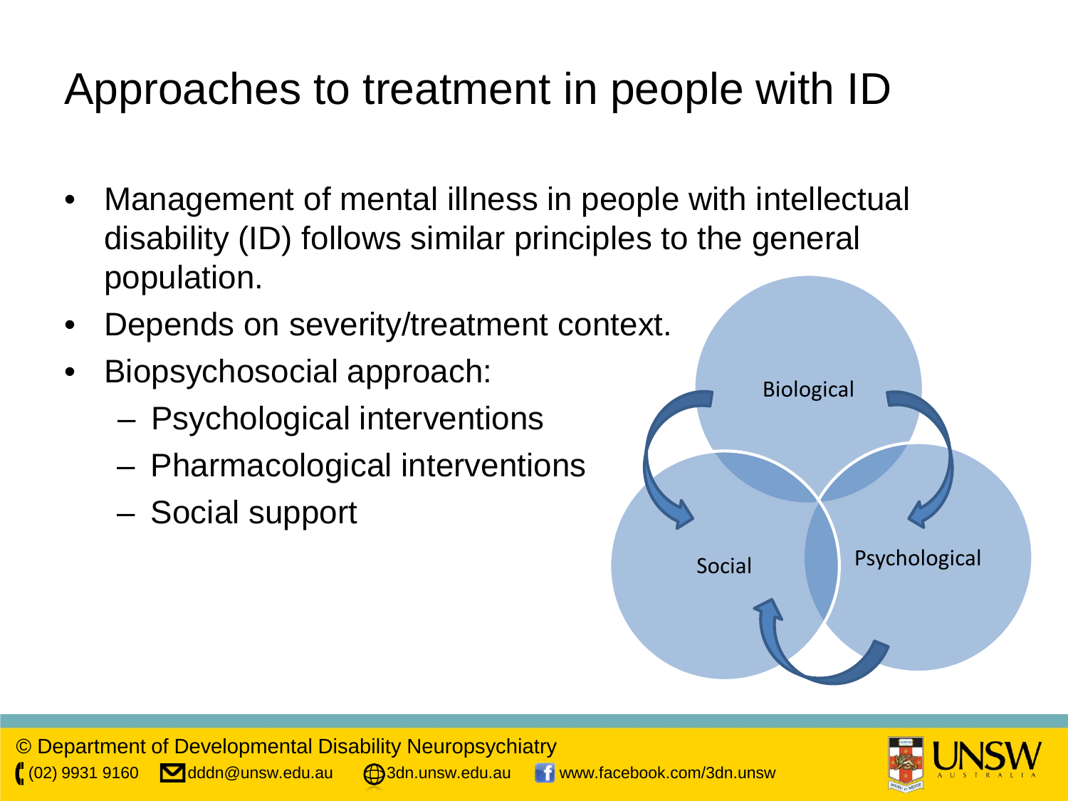# Approaches to treatment in people with ID

- Management of mental illness in people with intellectual disability (ID) follows similar principles to the general population.
- Depends on severity/treatment context.
- Biopsychosocial approach:
  - Psychological interventions
  - Pharmacological interventions
  - Social support

Biological

Social

Psychological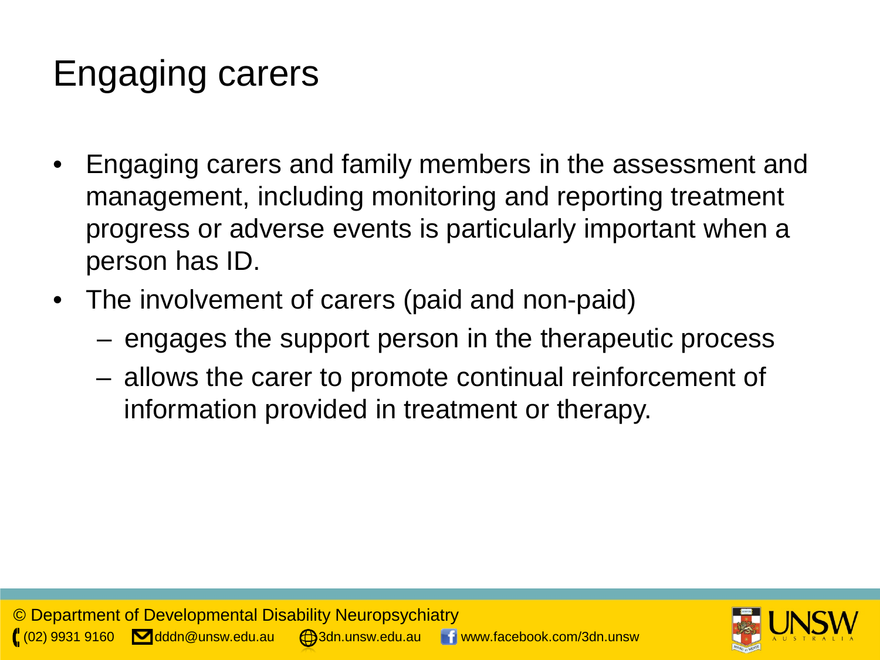# Engaging carers

- Engaging carers and family members in the assessment and management, including monitoring and reporting treatment progress or adverse events is particularly important when a person has ID.
- The involvement of carers (paid and non-paid)
  - engages the support person in the therapeutic process
  - allows the carer to promote continual reinforcement of information provided in treatment or therapy.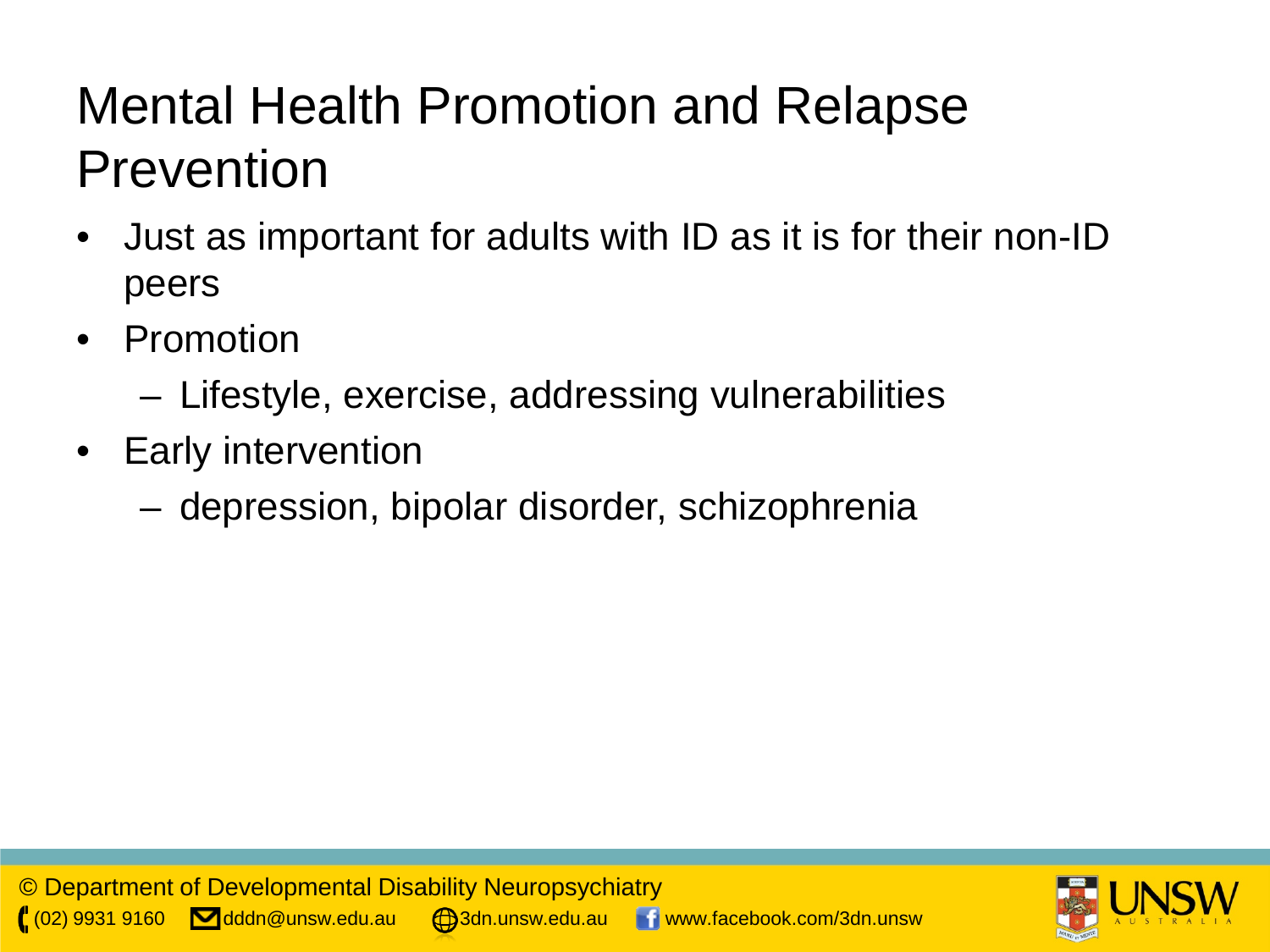# Mental Health Promotion and Relapse Prevention

- Just as important for adults with ID as it is for their non-ID peers
- Promotion
  - Lifestyle, exercise, addressing vulnerabilities
- Early intervention
  - depression, bipolar disorder, schizophrenia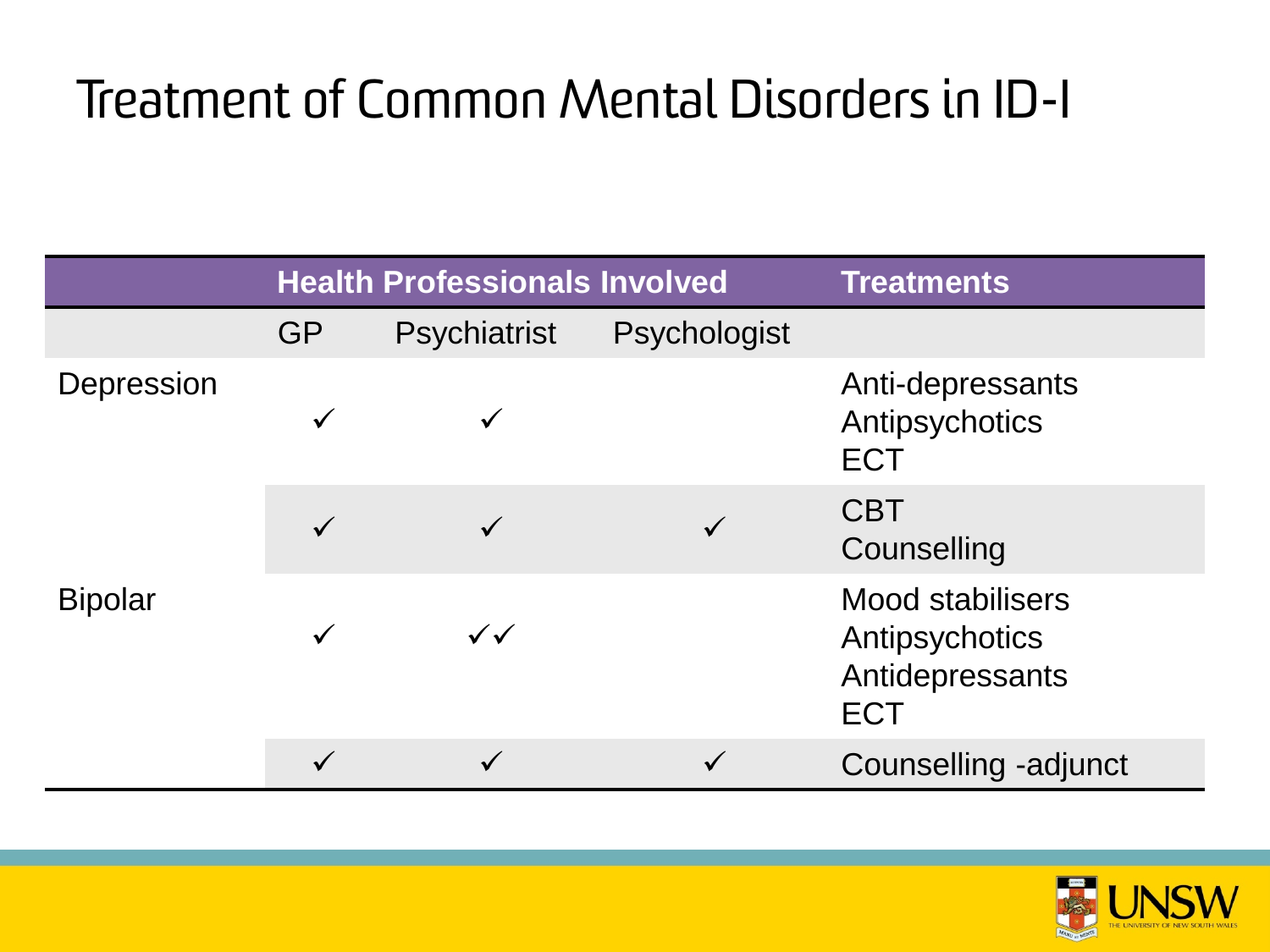# Treatment of Common Mental Disorders in ID-I

| | Health Professionals Involved | | | Treatments |
|---|---|---|---|---|
| | GP | Psychiatrist | Psychologist | |
| Depression | ✓ | ✓ | | Anti-depressants<br>Antipsychotics<br>ECT |
| | ✓ | ✓ | ✓ | CBT<br>Counselling |
| Bipolar | ✓ | ✓✓ | | Mood stabilisers<br>Antipsychotics<br>Antidepressants<br>ECT |
| | ✓ | ✓ | ✓ | Counselling -adjunct |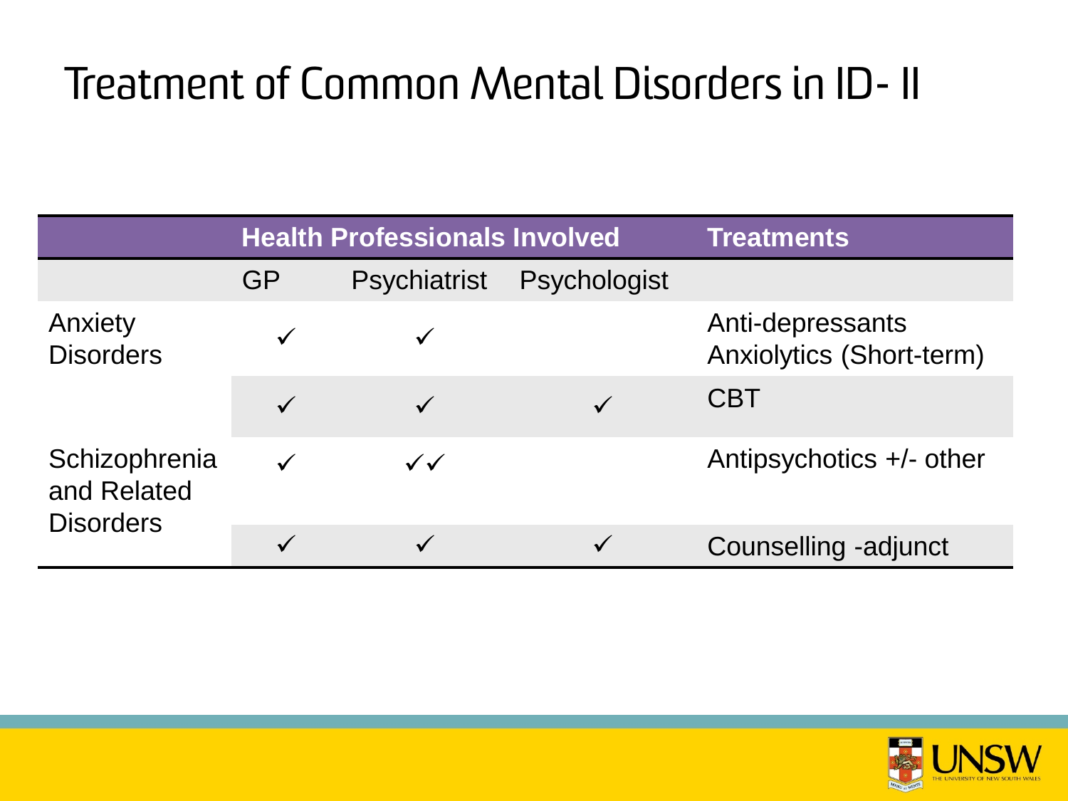# Treatment of Common Mental Disorders in ID- II

| | Health Professionals Involved | | | Treatments |
|---|---|---|---|---|
| | GP | Psychiatrist | Psychologist | |
| Anxiety Disorders | ✓ | ✓ | | Anti-depressants Anxiolytics (Short-term) |
| | ✓ | ✓ | ✓ | CBT |
| Schizophrenia and Related Disorders | ✓ | ✓✓ | | Antipsychotics +/- other |
| | ✓ | ✓ | ✓ | Counselling -adjunct |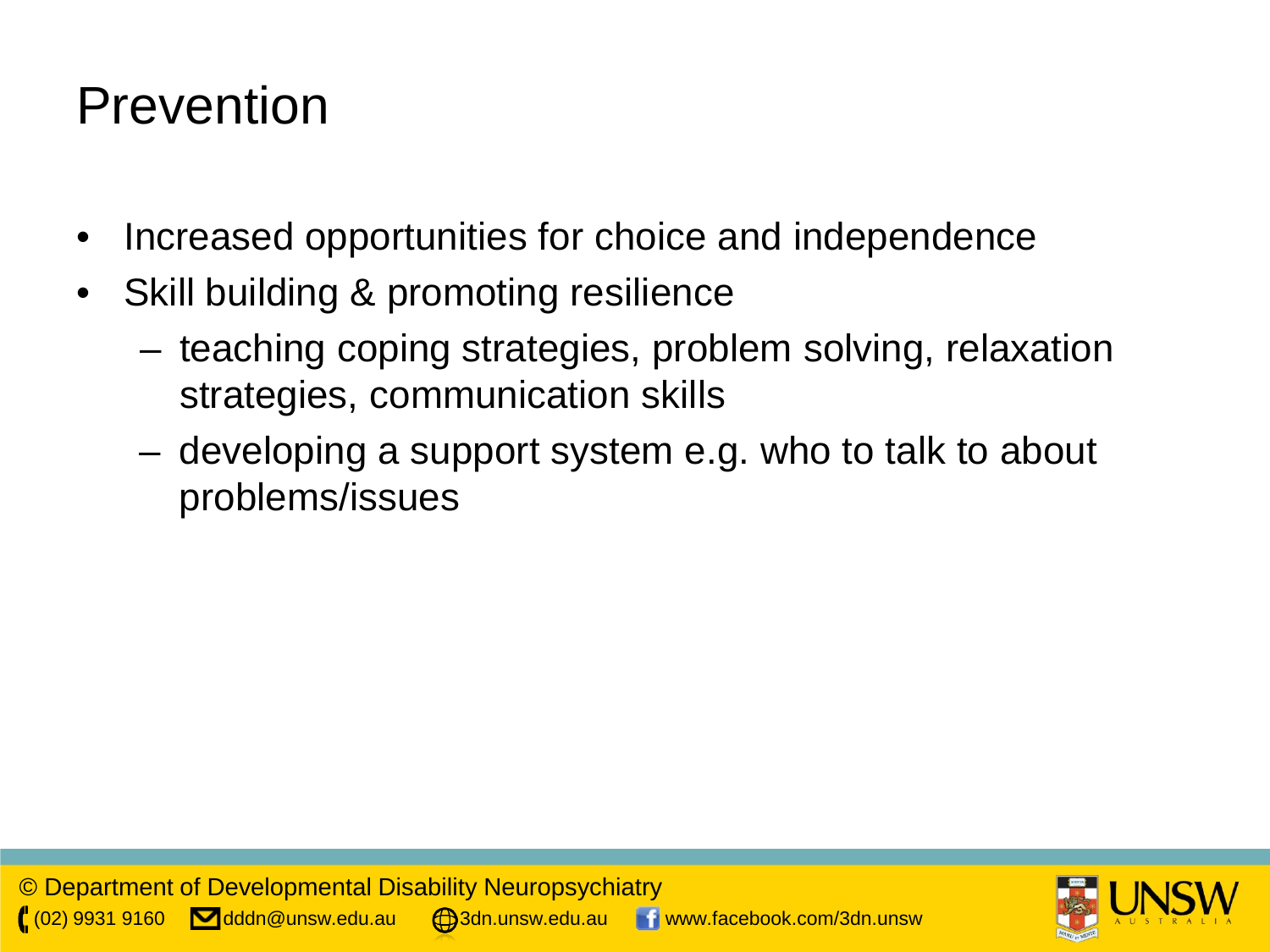# Prevention

- Increased opportunities for choice and independence
- Skill building & promoting resilience
  - teaching coping strategies, problem solving, relaxation strategies, communication skills
  - developing a support system e.g. who to talk to about problems/issues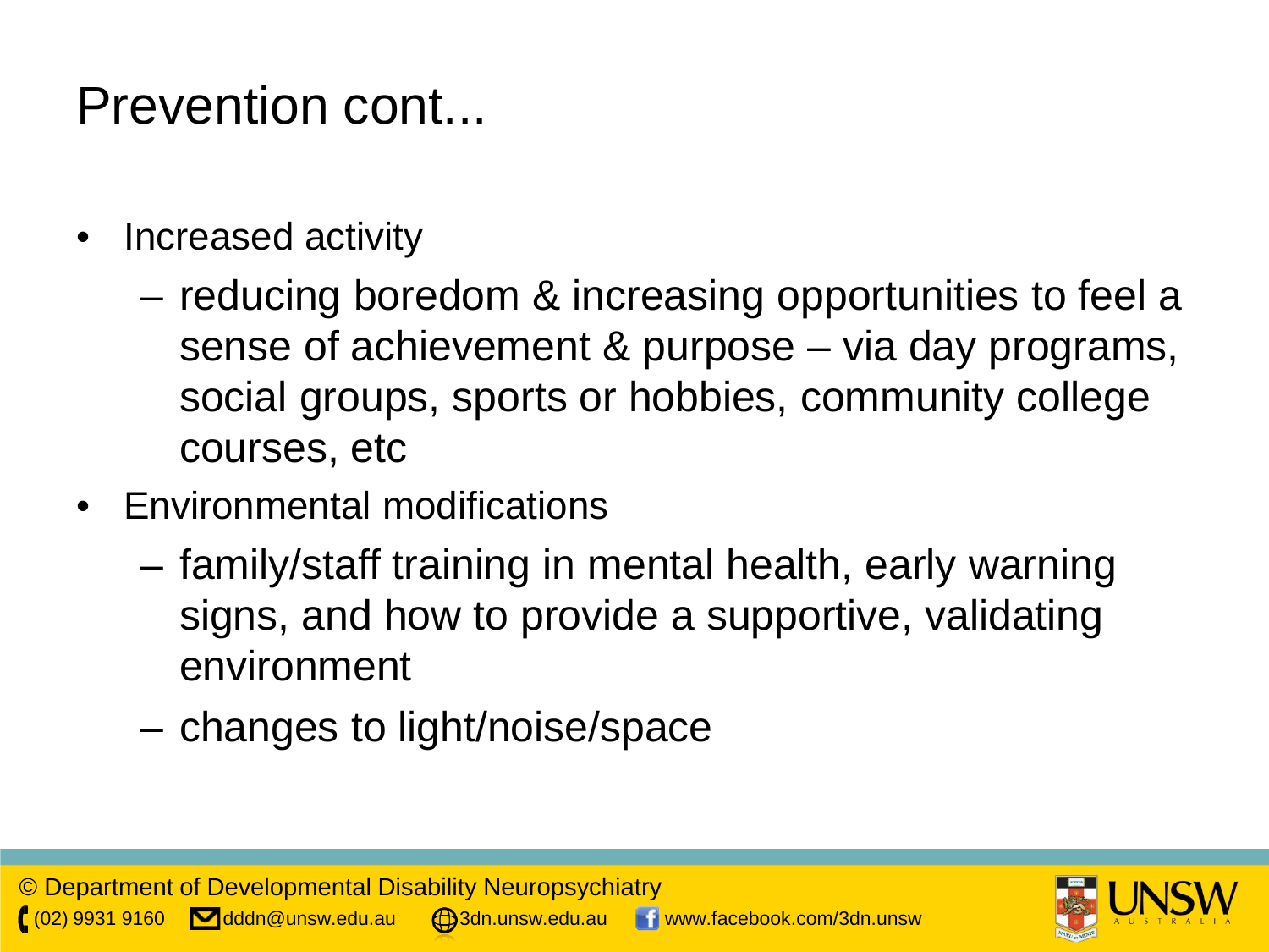# Prevention cont...

- Increased activity
  - reducing boredom & increasing opportunities to feel a sense of achievement & purpose – via day programs, social groups, sports or hobbies, community college courses, etc
- Environmental modifications
  - family/staff training in mental health, early warning signs, and how to provide a supportive, validating environment
  - changes to light/noise/space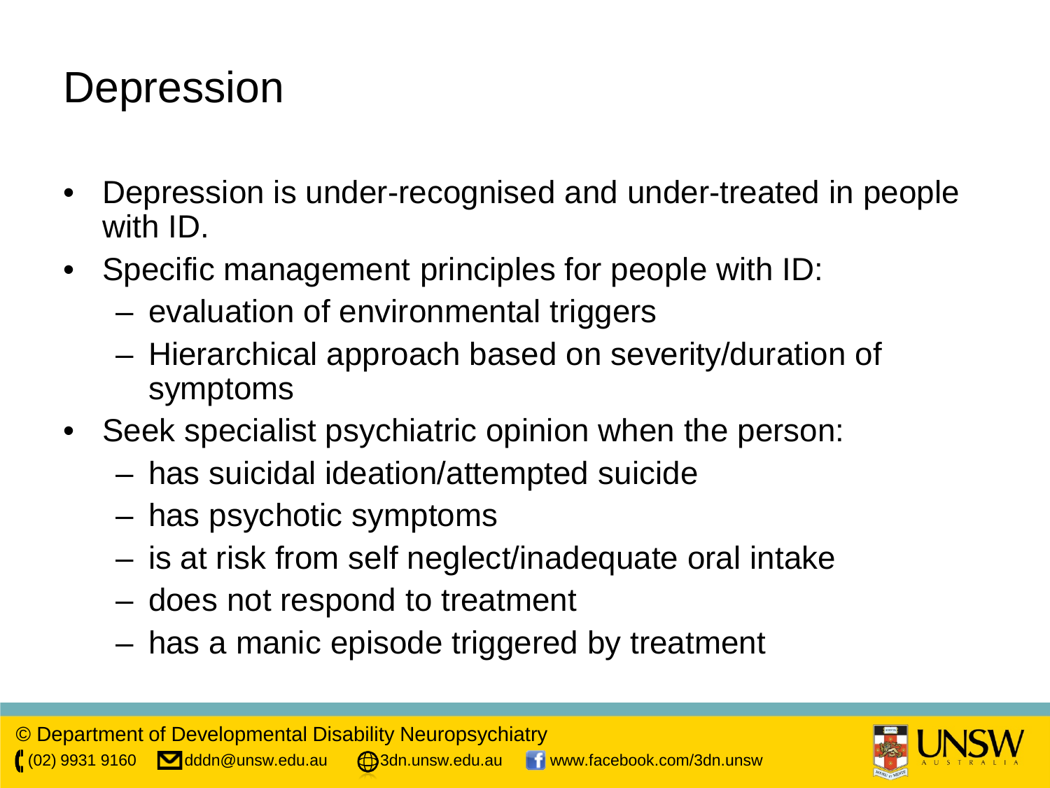# Depression

- Depression is under-recognised and under-treated in people with ID.
- Specific management principles for people with ID:
  - evaluation of environmental triggers
  - Hierarchical approach based on severity/duration of symptoms
- Seek specialist psychiatric opinion when the person:
  - has suicidal ideation/attempted suicide
  - has psychotic symptoms
  - is at risk from self neglect/inadequate oral intake
  - does not respond to treatment
  - has a manic episode triggered by treatment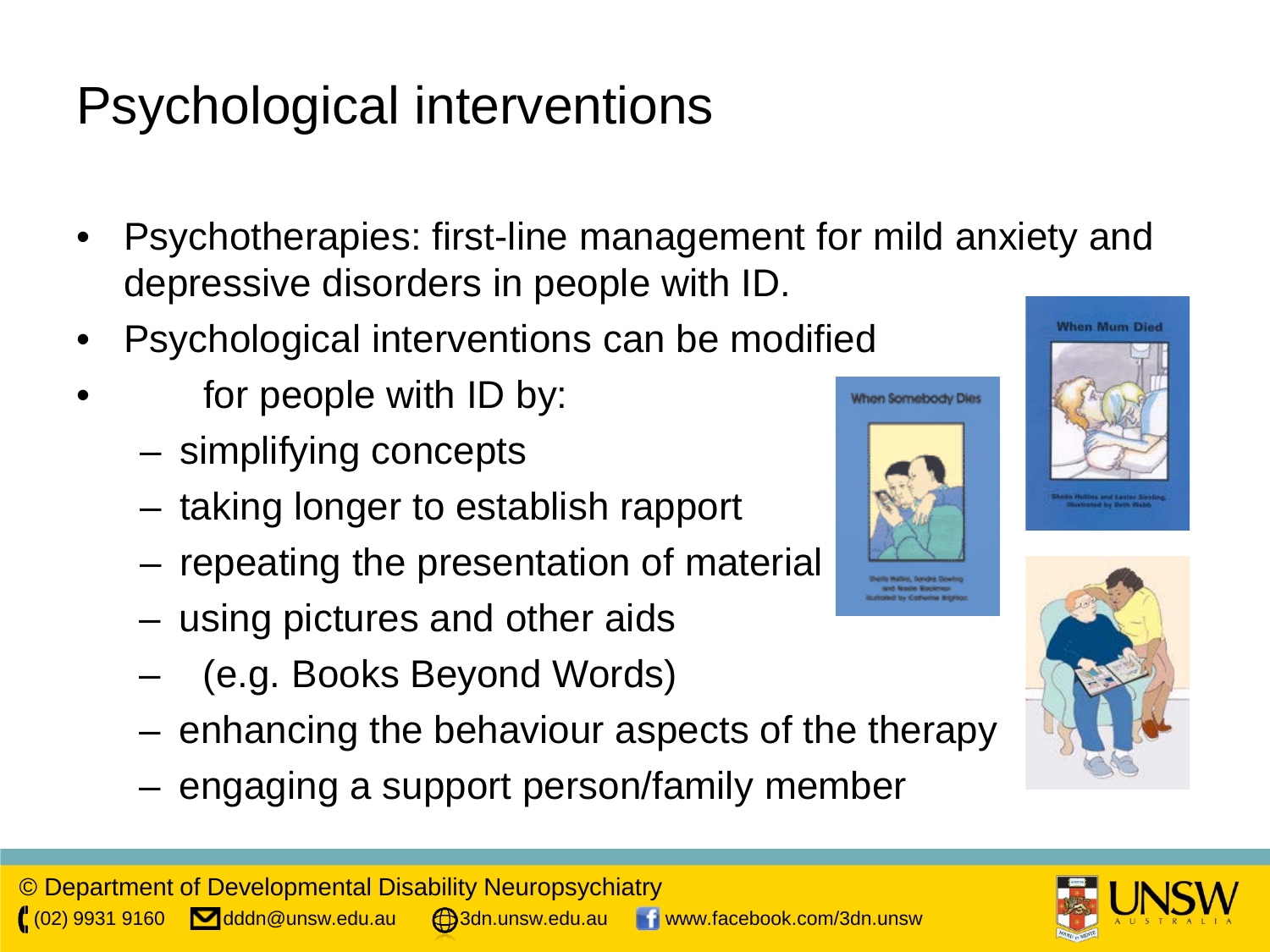# Psychological interventions

- Psychotherapies: first-line management for mild anxiety and depressive disorders in people with ID.
- Psychological interventions can be modified
- for people with ID by:
  - simplifying concepts
  - taking longer to establish rapport
  - repeating the presentation of material
  - using pictures and other aids
  - (e.g. Books Beyond Words)
  - enhancing the behaviour aspects of the therapy
  - engaging a support person/family member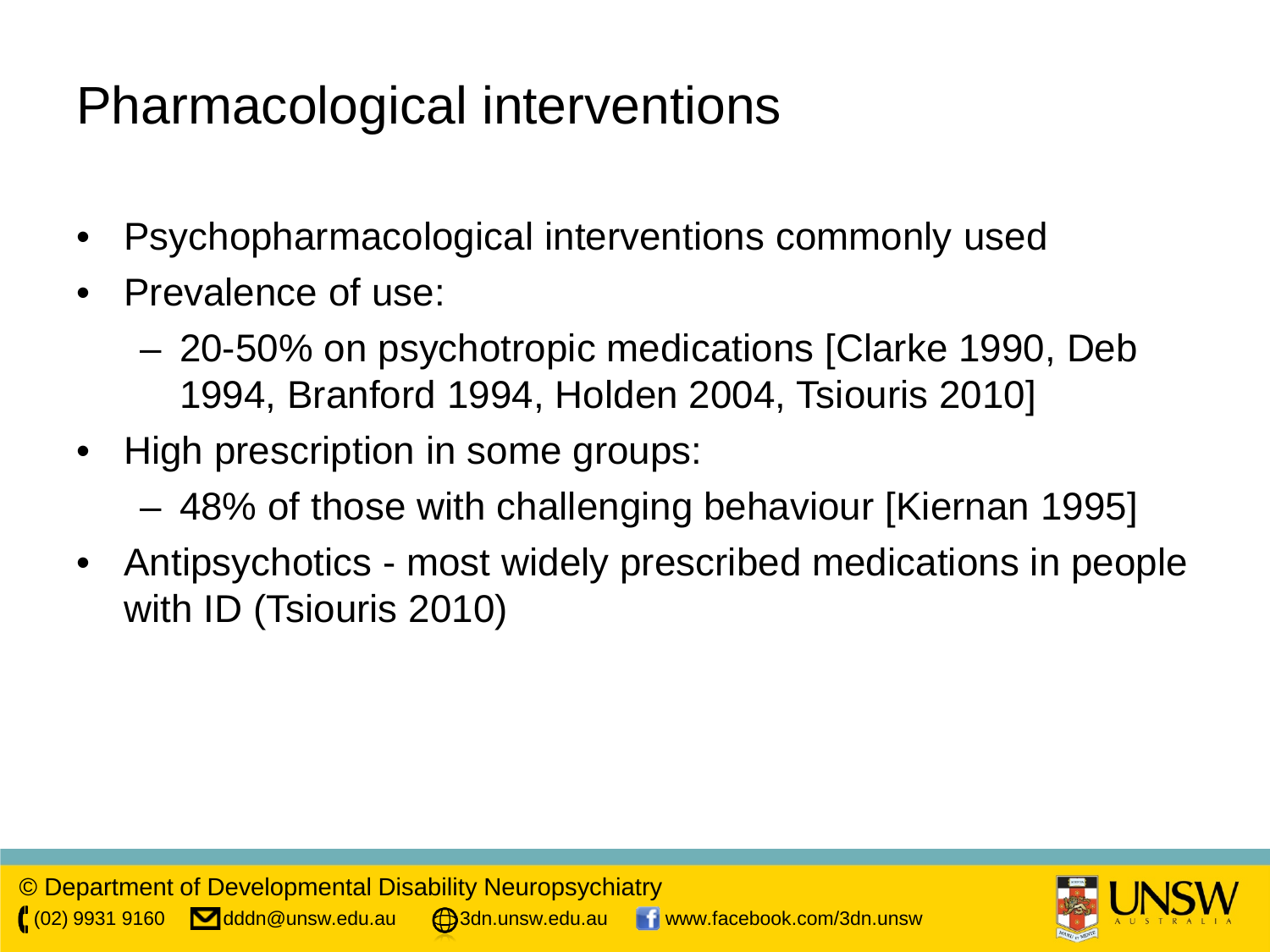# Pharmacological interventions

- Psychopharmacological interventions commonly used
- Prevalence of use:
  - 20-50% on psychotropic medications [Clarke 1990, Deb 1994, Branford 1994, Holden 2004, Tsiouris 2010]
- High prescription in some groups:
  - 48% of those with challenging behaviour [Kiernan 1995]
- Antipsychotics - most widely prescribed medications in people with ID (Tsiouris 2010)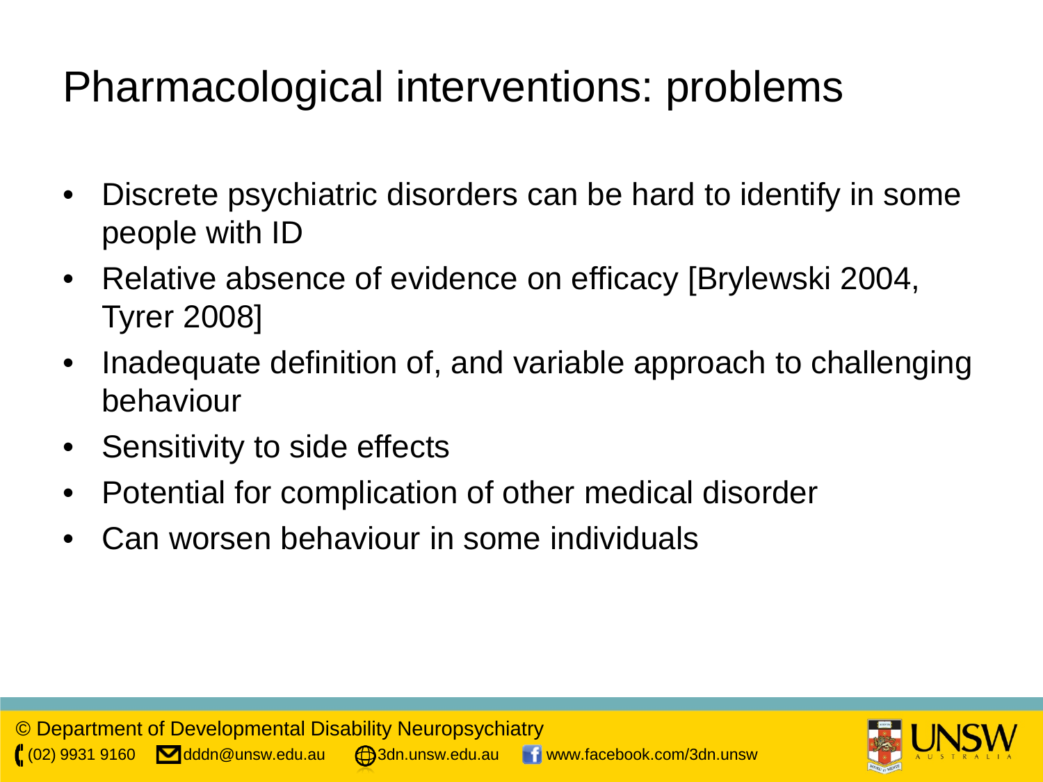# Pharmacological interventions: problems

- Discrete psychiatric disorders can be hard to identify in some people with ID
- Relative absence of evidence on efficacy [Brylewski 2004, Tyrer 2008]
- Inadequate definition of, and variable approach to challenging behaviour
- Sensitivity to side effects
- Potential for complication of other medical disorder
- Can worsen behaviour in some individuals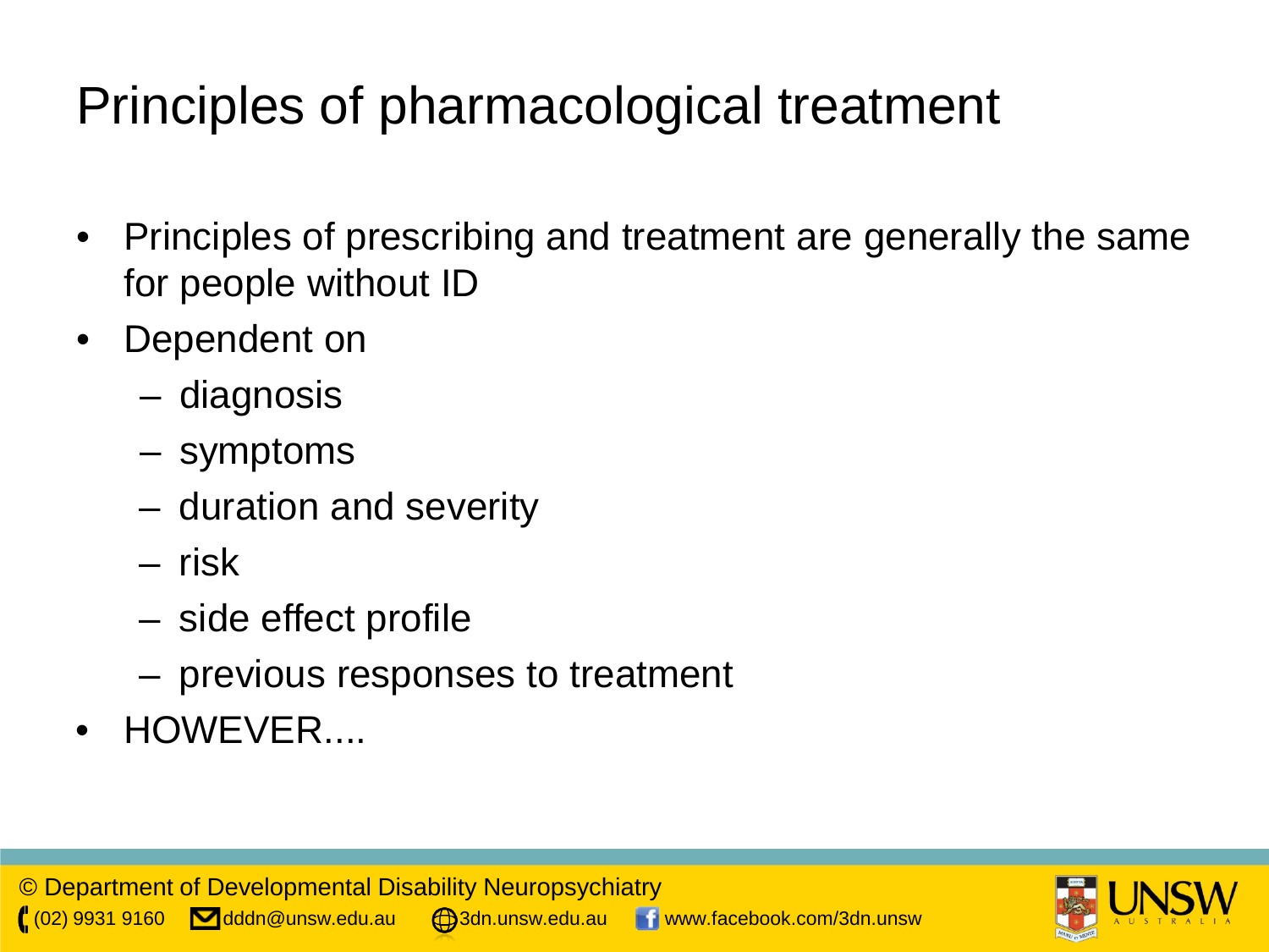# Principles of pharmacological treatment

- Principles of prescribing and treatment are generally the same for people without ID
- Dependent on
  - diagnosis
  - symptoms
  - duration and severity
  - risk
  - side effect profile
  - previous responses to treatment
- HOWEVER....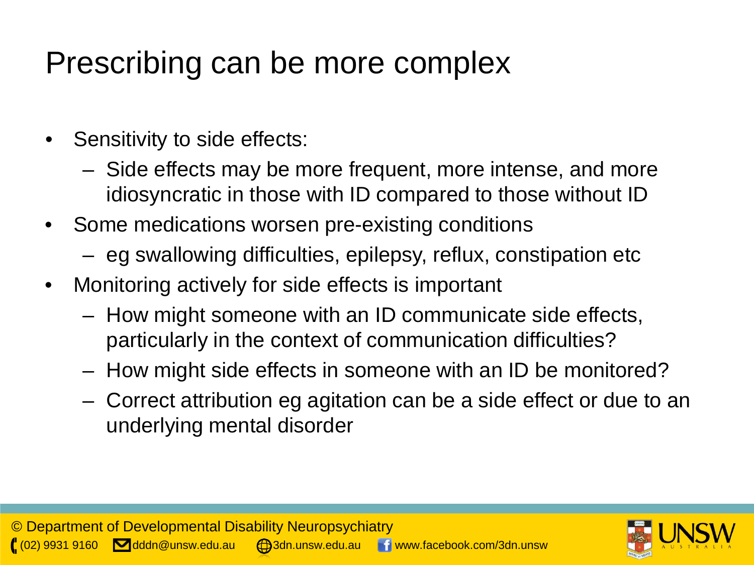# Prescribing can be more complex

- Sensitivity to side effects:
  - Side effects may be more frequent, more intense, and more idiosyncratic in those with ID compared to those without ID
- Some medications worsen pre-existing conditions
  - eg swallowing difficulties, epilepsy, reflux, constipation etc
- Monitoring actively for side effects is important
  - How might someone with an ID communicate side effects, particularly in the context of communication difficulties?
  - How might side effects in someone with an ID be monitored?
  - Correct attribution eg agitation can be a side effect or due to an underlying mental disorder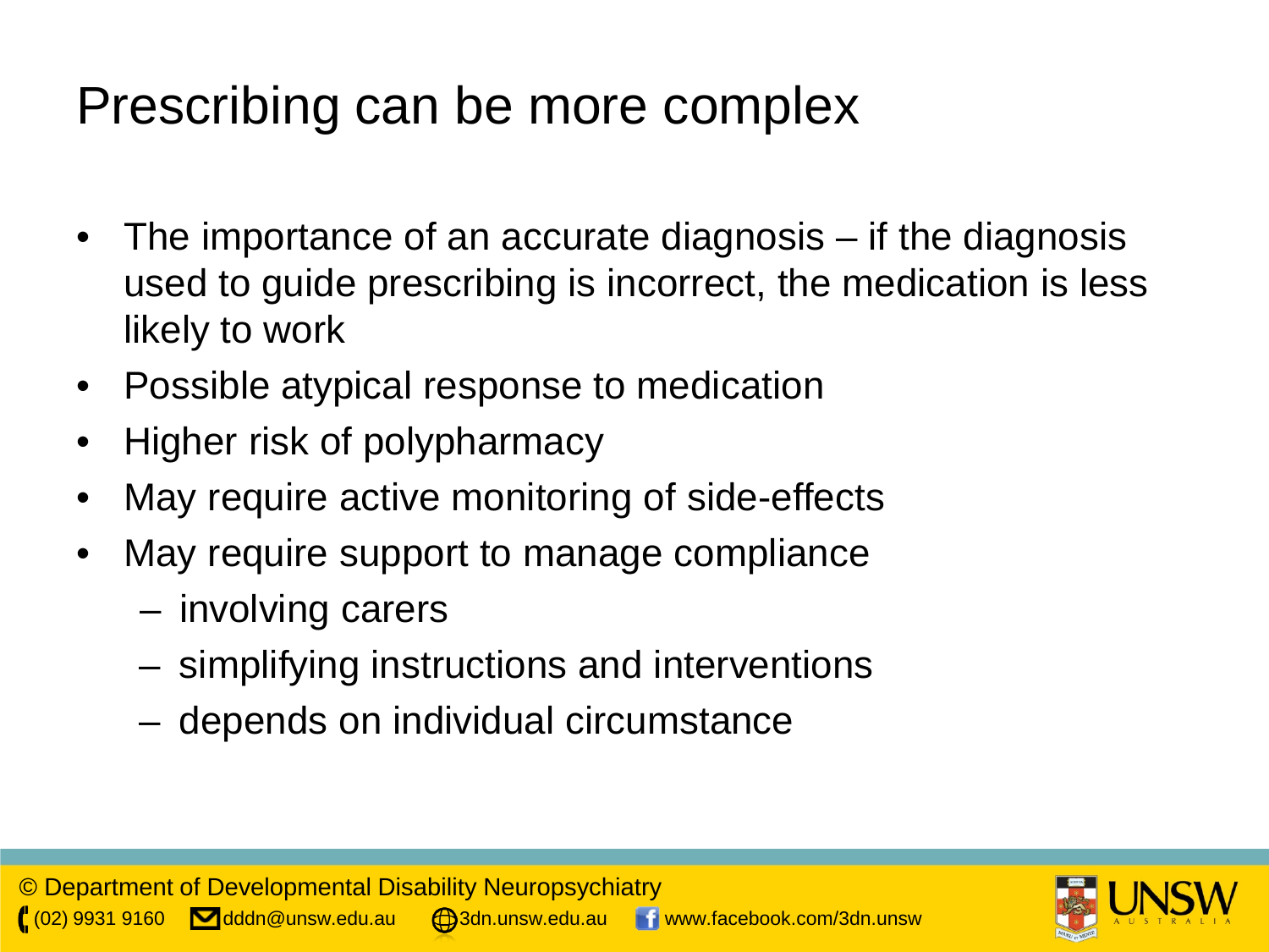# Prescribing can be more complex

- The importance of an accurate diagnosis – if the diagnosis used to guide prescribing is incorrect, the medication is less likely to work
- Possible atypical response to medication
- Higher risk of polypharmacy
- May require active monitoring of side-effects
- May require support to manage compliance
  - involving carers
  - simplifying instructions and interventions
  - depends on individual circumstance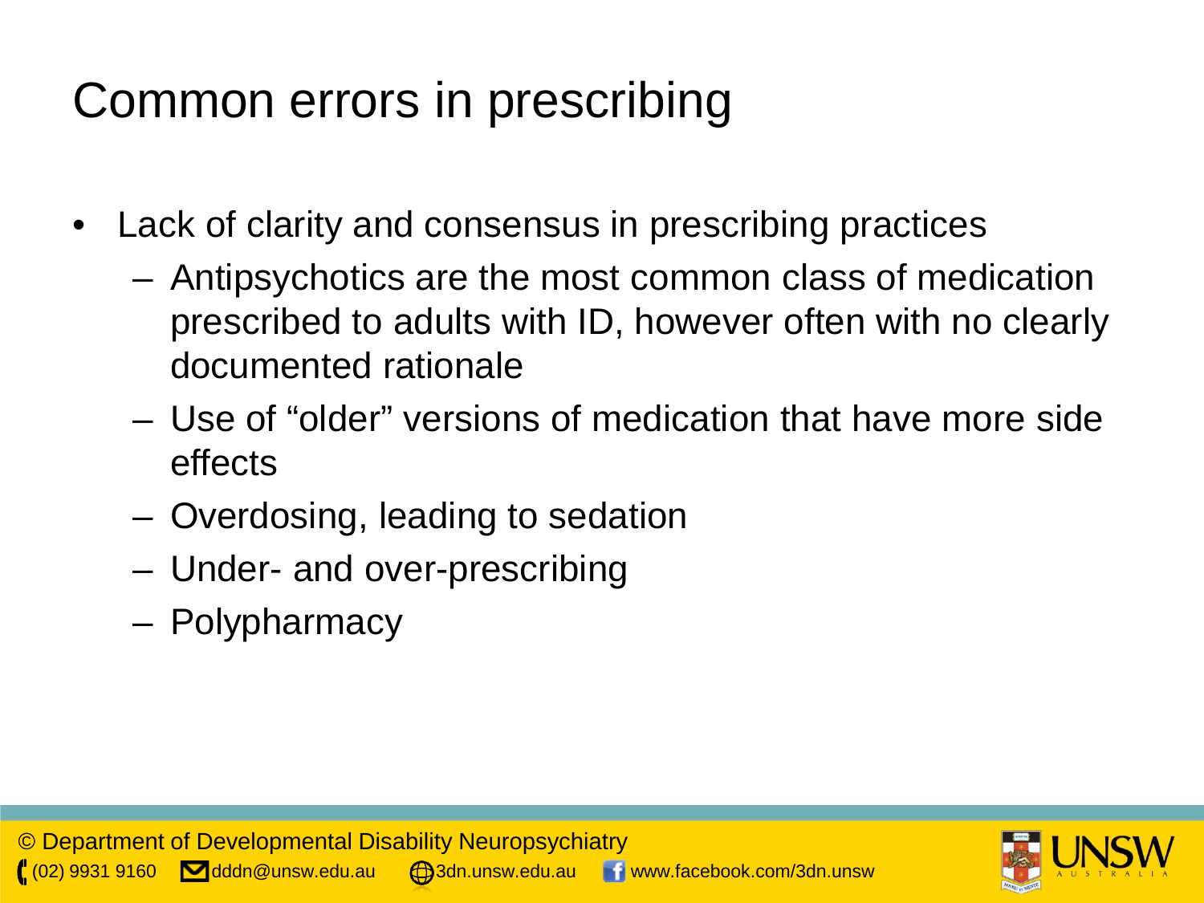# Common errors in prescribing

- Lack of clarity and consensus in prescribing practices
  - Antipsychotics are the most common class of medication prescribed to adults with ID, however often with no clearly documented rationale
  - Use of "older" versions of medication that have more side effects
  - Overdosing, leading to sedation
  - Under- and over-prescribing
  - Polypharmacy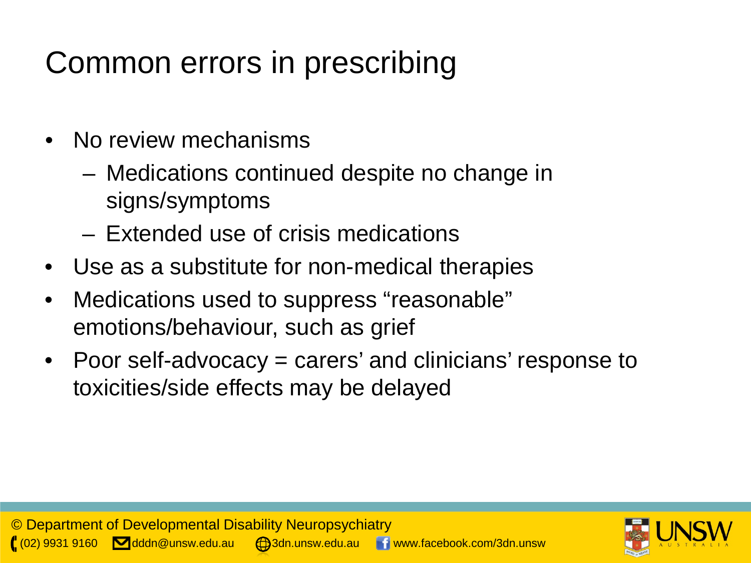# Common errors in prescribing

- No review mechanisms
  - Medications continued despite no change in signs/symptoms
  - Extended use of crisis medications
- Use as a substitute for non-medical therapies
- Medications used to suppress "reasonable" emotions/behaviour, such as grief
- Poor self-advocacy = carers' and clinicians' response to toxicities/side effects may be delayed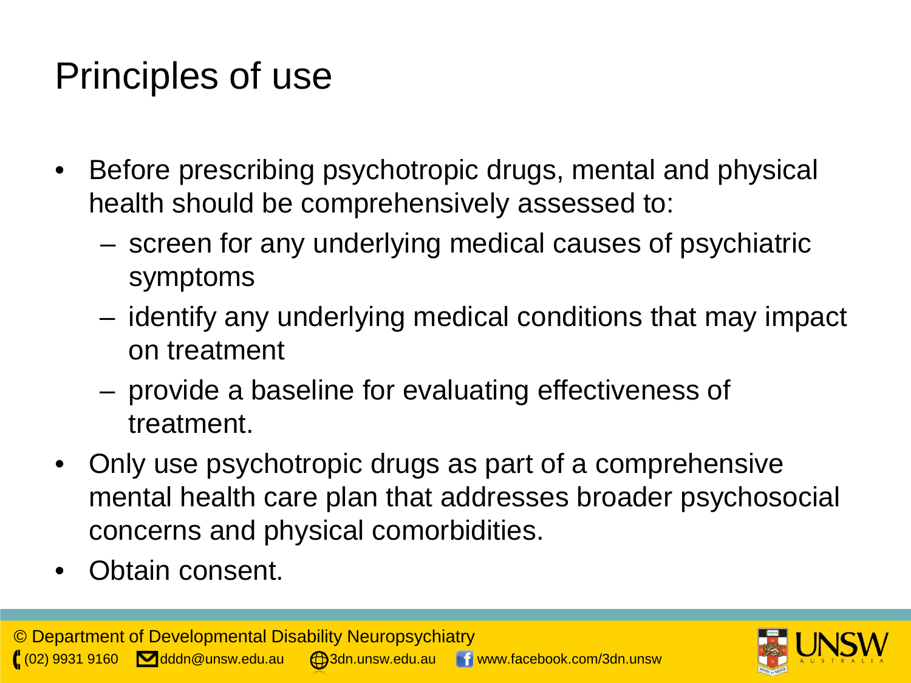# Principles of use

- Before prescribing psychotropic drugs, mental and physical health should be comprehensively assessed to:
  - screen for any underlying medical causes of psychiatric symptoms
  - identify any underlying medical conditions that may impact on treatment
  - provide a baseline for evaluating effectiveness of treatment.
- Only use psychotropic drugs as part of a comprehensive mental health care plan that addresses broader psychosocial concerns and physical comorbidities.
- Obtain consent.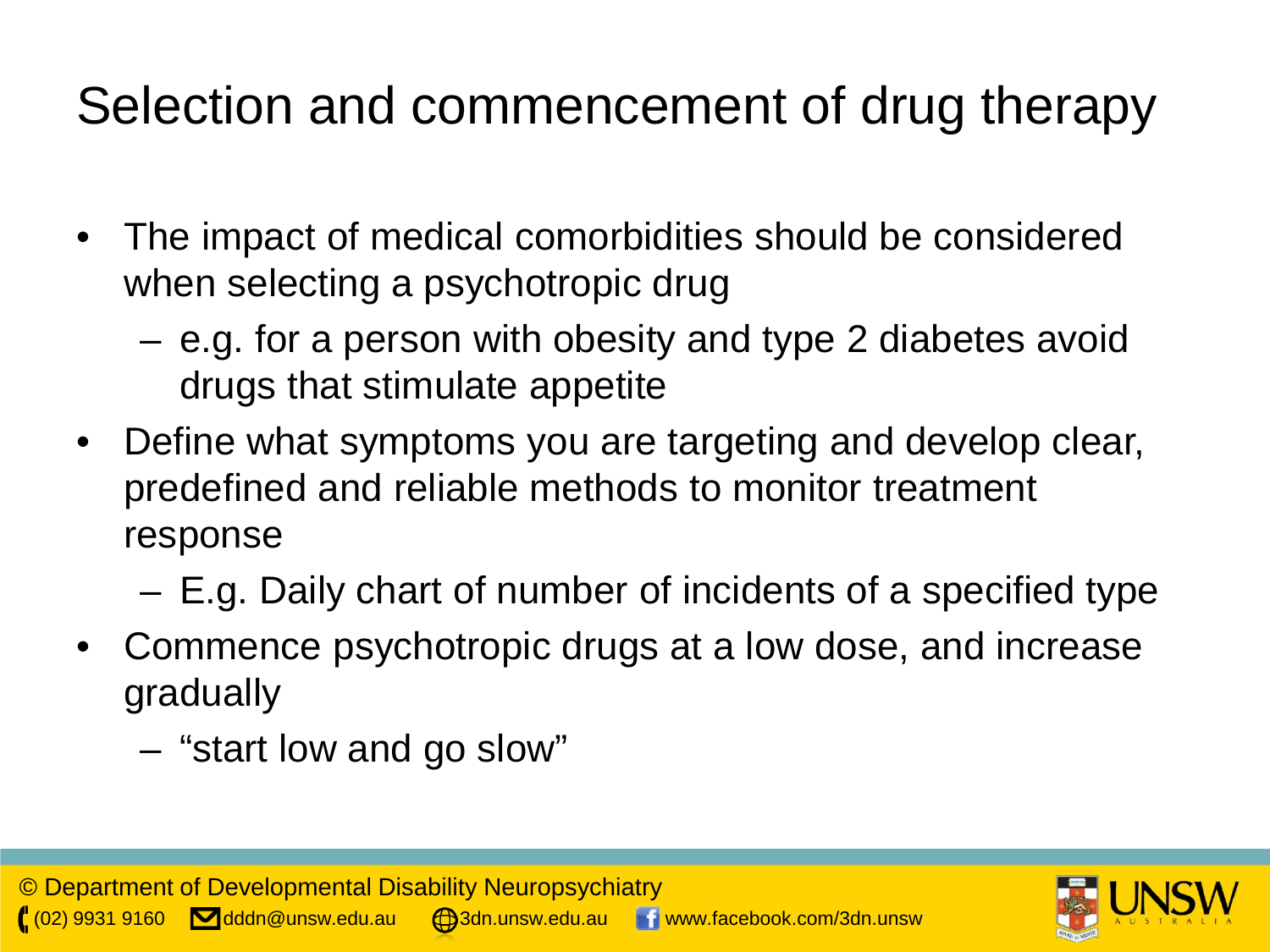# Selection and commencement of drug therapy

- The impact of medical comorbidities should be considered when selecting a psychotropic drug
  - e.g. for a person with obesity and type 2 diabetes avoid drugs that stimulate appetite
- Define what symptoms you are targeting and develop clear, predefined and reliable methods to monitor treatment response
  - E.g. Daily chart of number of incidents of a specified type
- Commence psychotropic drugs at a low dose, and increase gradually
  - "start low and go slow"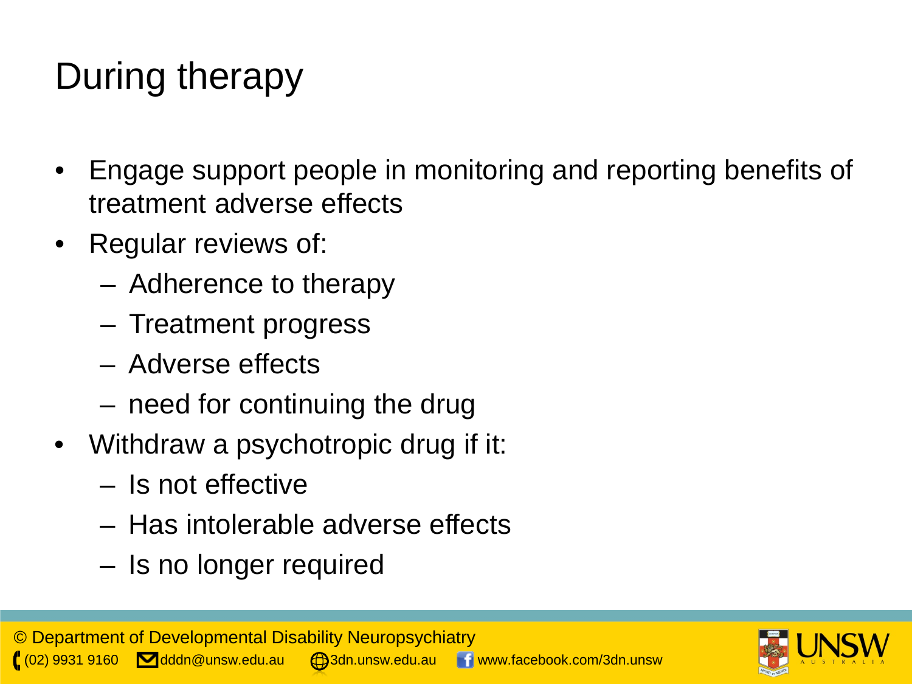# During therapy

- Engage support people in monitoring and reporting benefits of treatment adverse effects
- Regular reviews of:
  - Adherence to therapy
  - Treatment progress
  - Adverse effects
  - need for continuing the drug
- Withdraw a psychotropic drug if it:
  - Is not effective
  - Has intolerable adverse effects
  - Is no longer required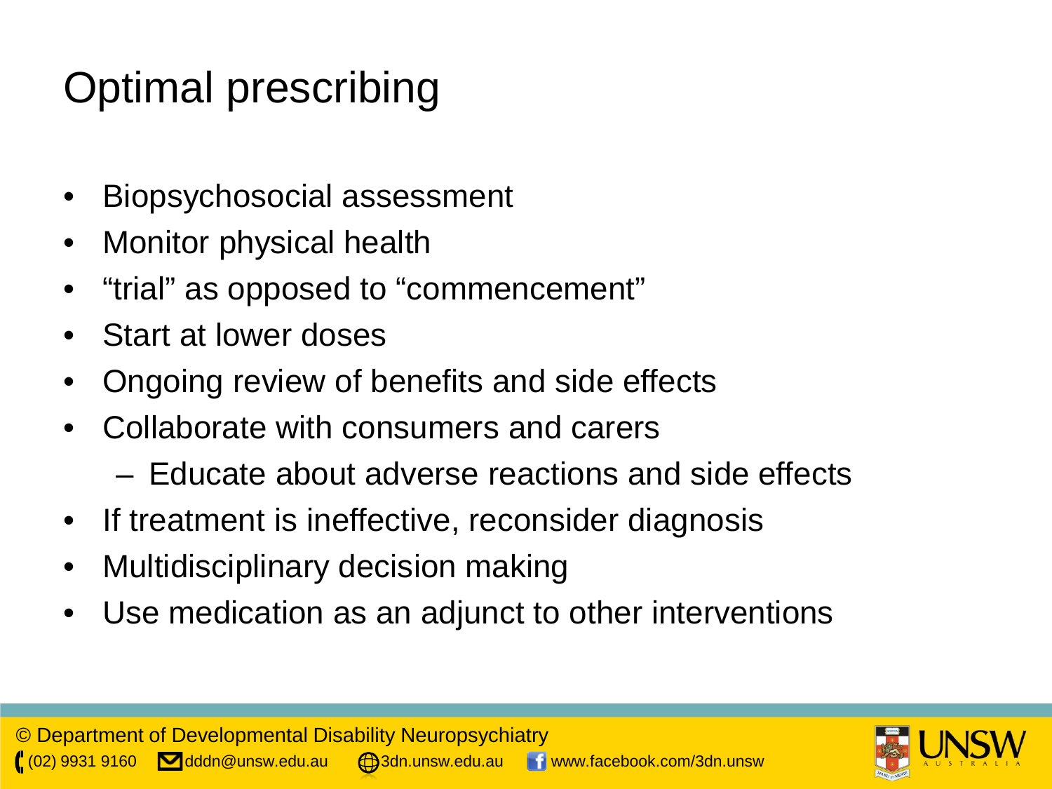# Optimal prescribing

- Biopsychosocial assessment
- Monitor physical health
- "trial" as opposed to "commencement"
- Start at lower doses
- Ongoing review of benefits and side effects
- Collaborate with consumers and carers
  - Educate about adverse reactions and side effects
- If treatment is ineffective, reconsider diagnosis
- Multidisciplinary decision making
- Use medication as an adjunct to other interventions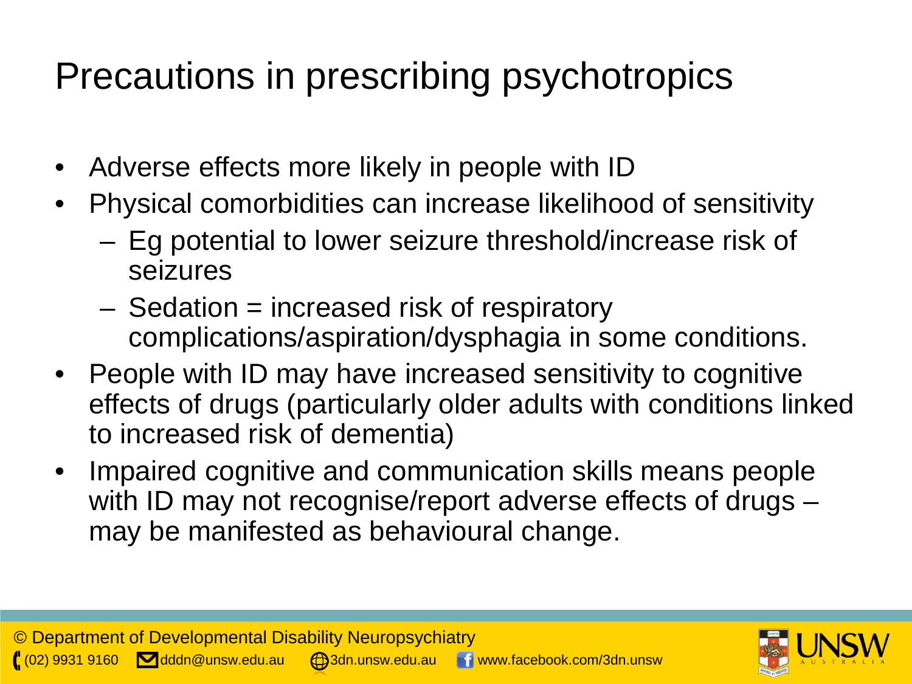# Precautions in prescribing psychotropics

- Adverse effects more likely in people with ID
- Physical comorbidities can increase likelihood of sensitivity
  - Eg potential to lower seizure threshold/increase risk of seizures
  - Sedation = increased risk of respiratory complications/aspiration/dysphagia in some conditions.
- People with ID may have increased sensitivity to cognitive effects of drugs (particularly older adults with conditions linked to increased risk of dementia)
- Impaired cognitive and communication skills means people with ID may not recognise/report adverse effects of drugs – may be manifested as behavioural change.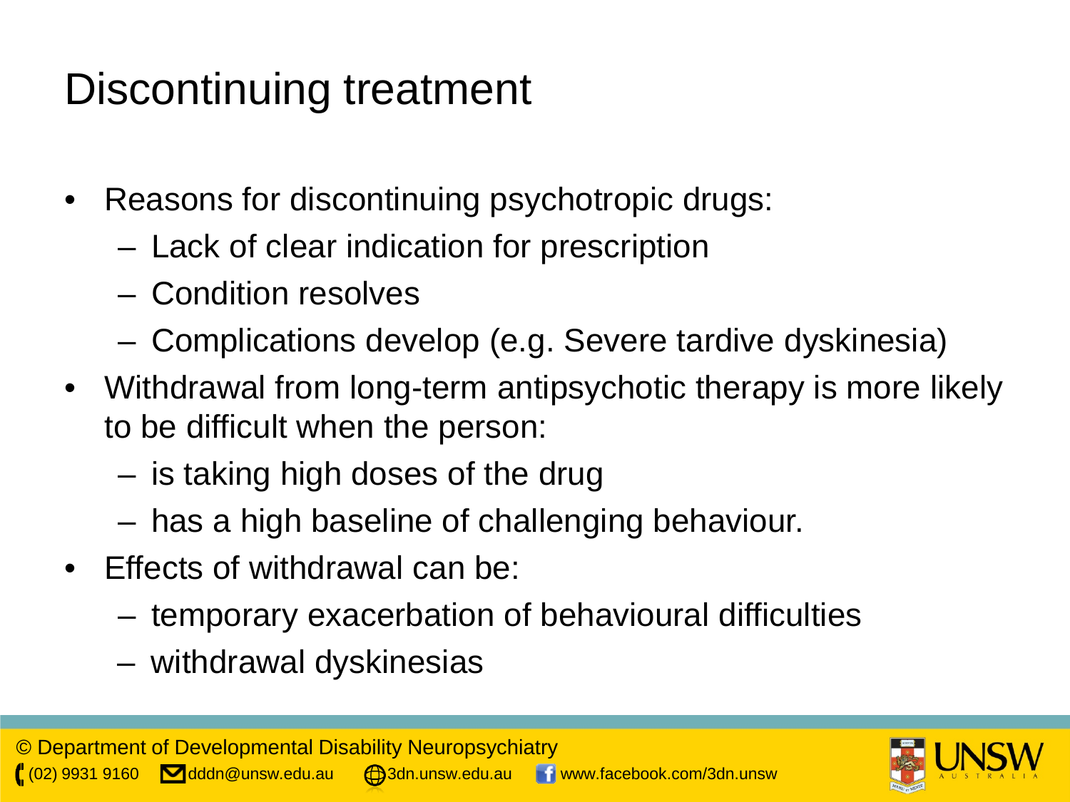# Discontinuing treatment

- Reasons for discontinuing psychotropic drugs:
  - Lack of clear indication for prescription
  - Condition resolves
  - Complications develop (e.g. Severe tardive dyskinesia)
- Withdrawal from long-term antipsychotic therapy is more likely to be difficult when the person:
  - is taking high doses of the drug
  - has a high baseline of challenging behaviour.
- Effects of withdrawal can be:
  - temporary exacerbation of behavioural difficulties
  - withdrawal dyskinesias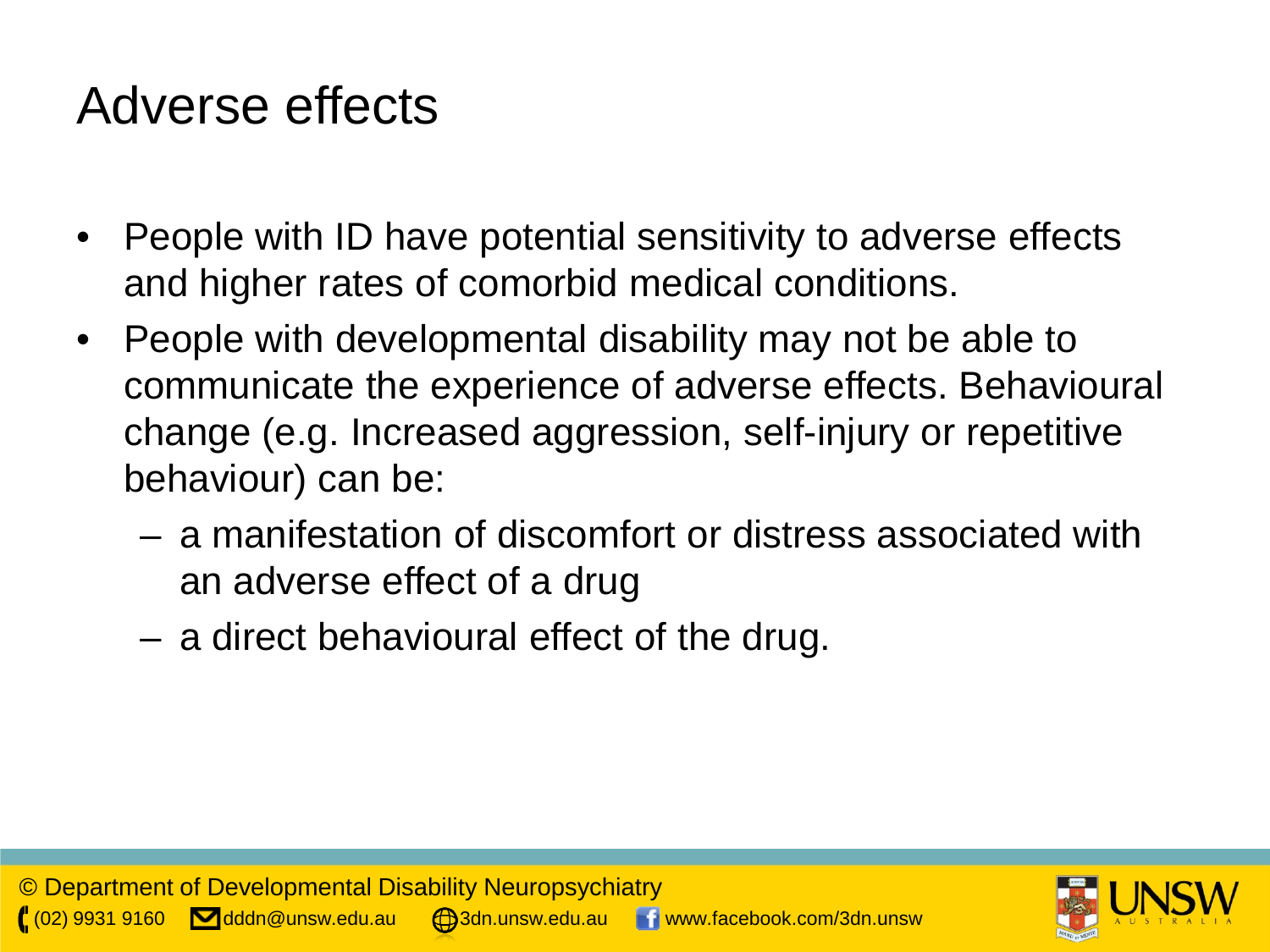# Adverse effects

- People with ID have potential sensitivity to adverse effects and higher rates of comorbid medical conditions.
- People with developmental disability may not be able to communicate the experience of adverse effects. Behavioural change (e.g. Increased aggression, self-injury or repetitive behaviour) can be:
  - a manifestation of discomfort or distress associated with an adverse effect of a drug
  - a direct behavioural effect of the drug.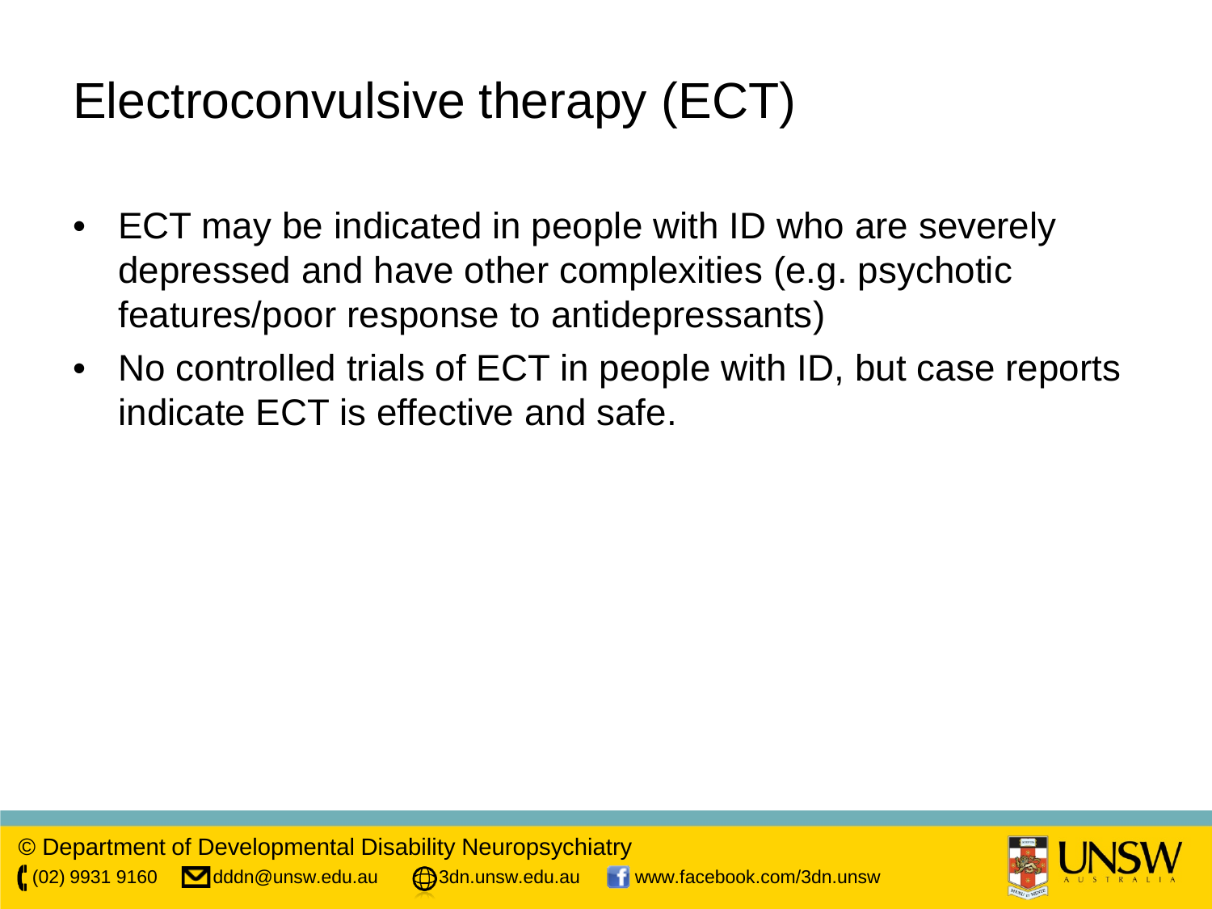# Electroconvulsive therapy (ECT)

- ECT may be indicated in people with ID who are severely depressed and have other complexities (e.g. psychotic features/poor response to antidepressants)
- No controlled trials of ECT in people with ID, but case reports indicate ECT is effective and safe.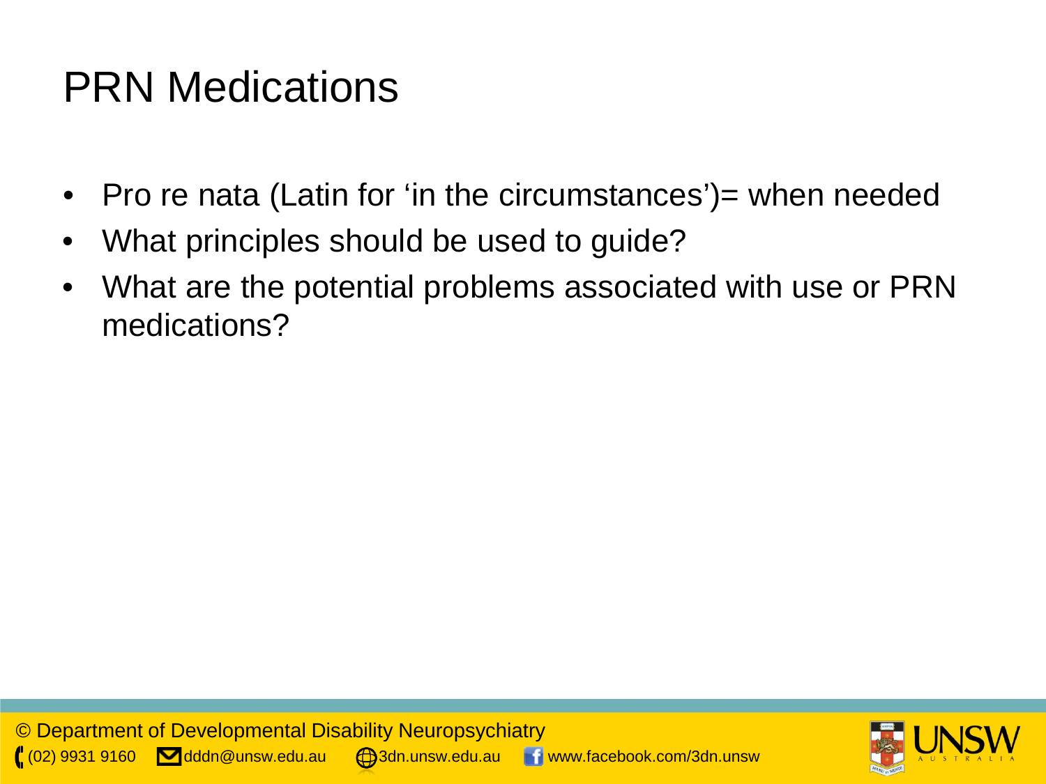# PRN Medications

- Pro re nata (Latin for ‘in the circumstances’)= when needed
- What principles should be used to guide?
- What are the potential problems associated with use or PRN medications?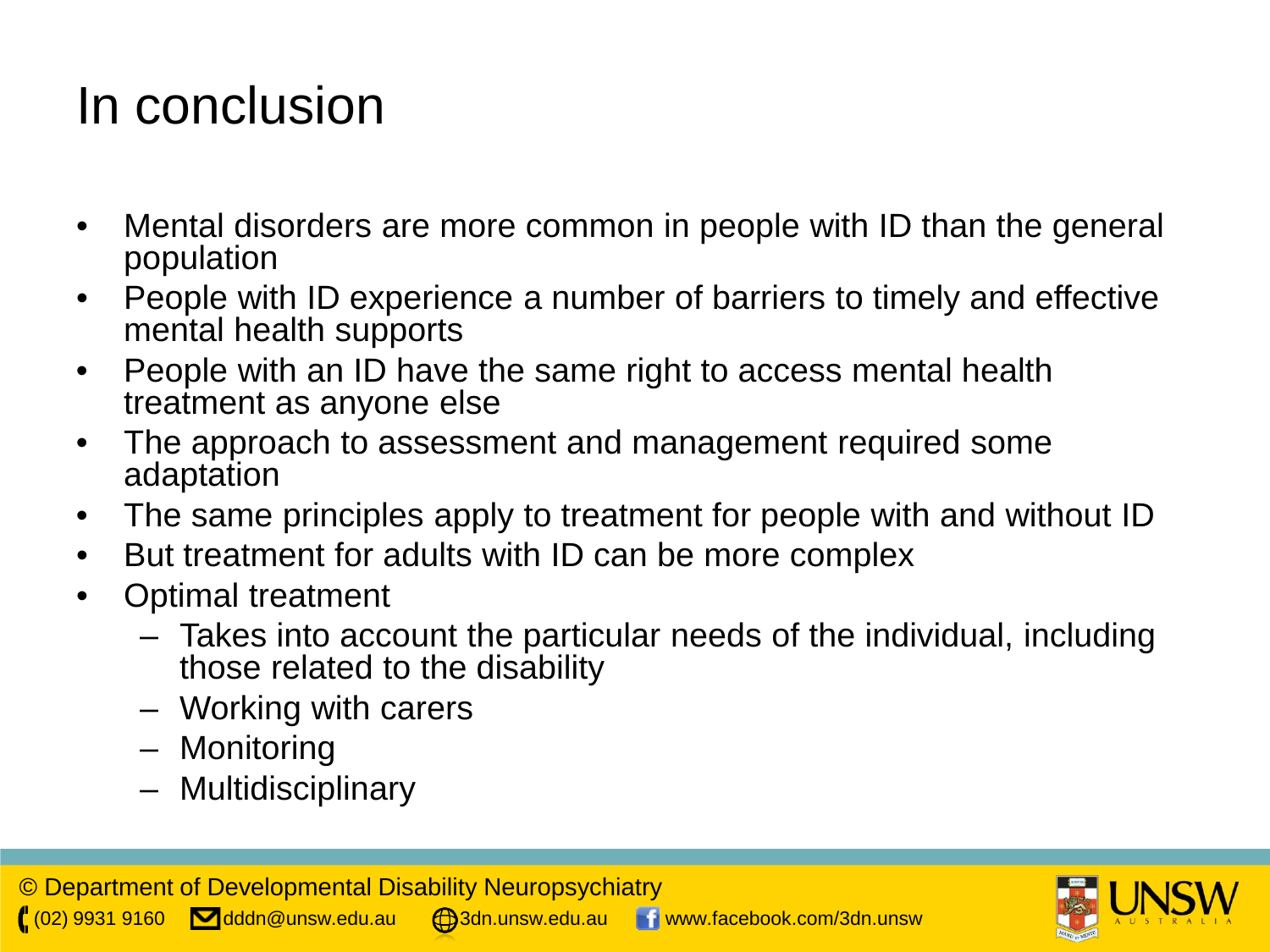# In conclusion

- Mental disorders are more common in people with ID than the general population
- People with ID experience a number of barriers to timely and effective mental health supports
- People with an ID have the same right to access mental health treatment as anyone else
- The approach to assessment and management required some adaptation
- The same principles apply to treatment for people with and without ID
- But treatment for adults with ID can be more complex
- Optimal treatment
  - Takes into account the particular needs of the individual, including those related to the disability
  - Working with carers
  - Monitoring
  - Multidisciplinary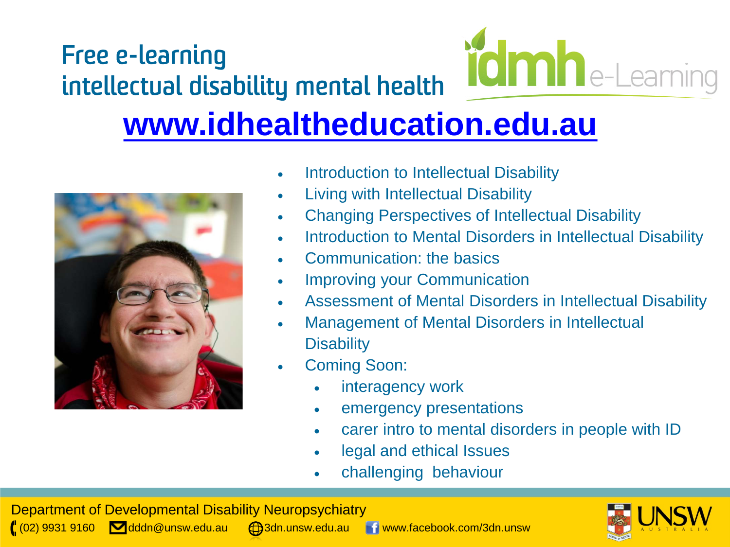# Free e-learning intellectual disability mental health

idmh e-Learning

## www.idhealtheducation.edu.au

- Introduction to Intellectual Disability
- Living with Intellectual Disability
- Changing Perspectives of Intellectual Disability
- Introduction to Mental Disorders in Intellectual Disability
- Communication: the basics
- Improving your Communication
- Assessment of Mental Disorders in Intellectual Disability
- Management of Mental Disorders in Intellectual Disability
- Coming Soon:
  - interagency work
  - emergency presentations
  - carer intro to mental disorders in people with ID
  - legal and ethical Issues
  - challenging behaviour

Department of Developmental Disability Neuropsychiatry

(02) 9931 9160 dddn@unsw.edu.au 3dn.unsw.edu.au www.facebook.com/3dn.unsw

UNSW AUSTRALIA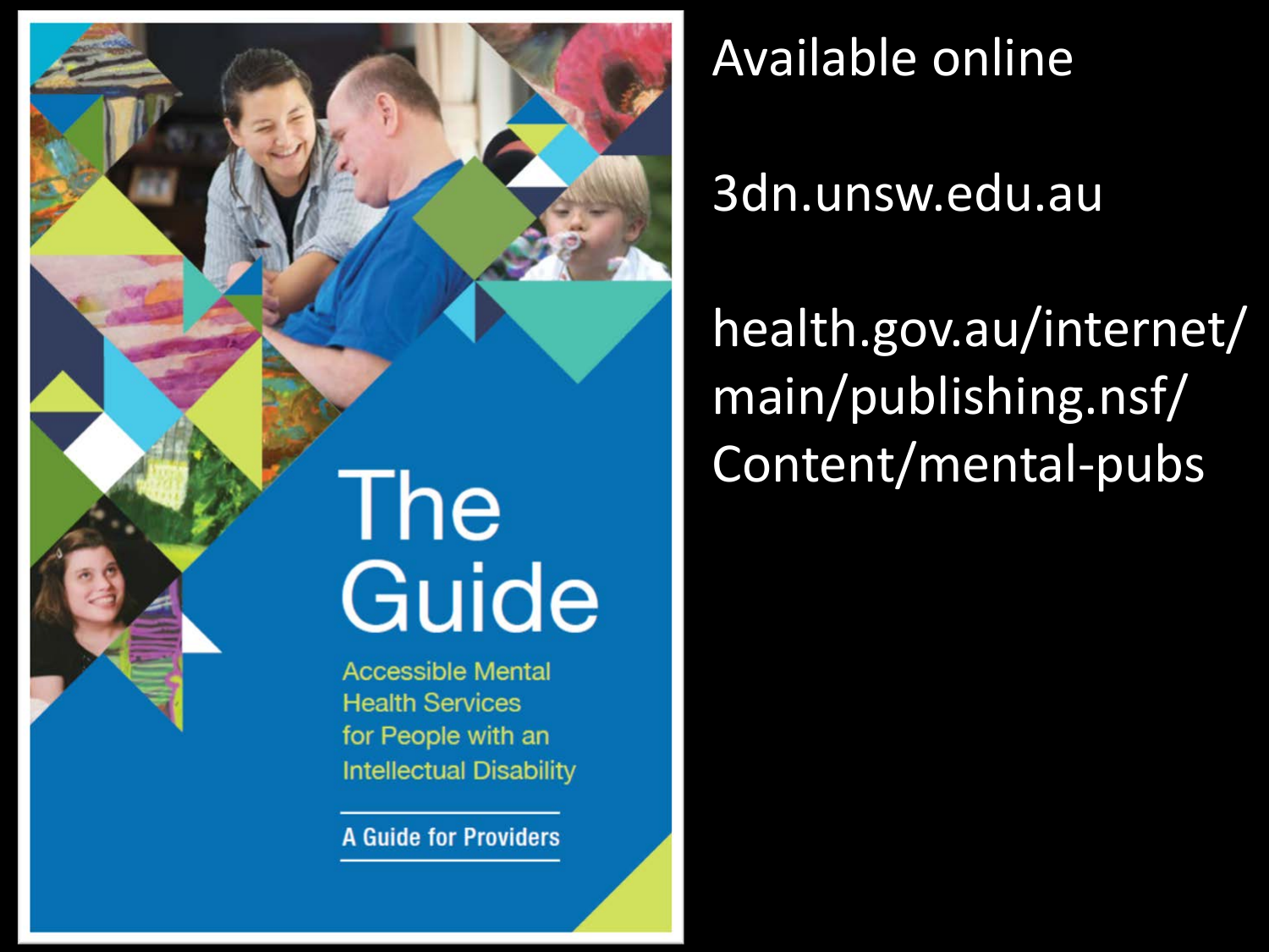The Guide

Accessible Mental Health Services for People with an Intellectual Disability

A Guide for Providers

Available online

3dn.unsw.edu.au

health.gov.au/internet/main/publishing.nsf/Content/mental-pubs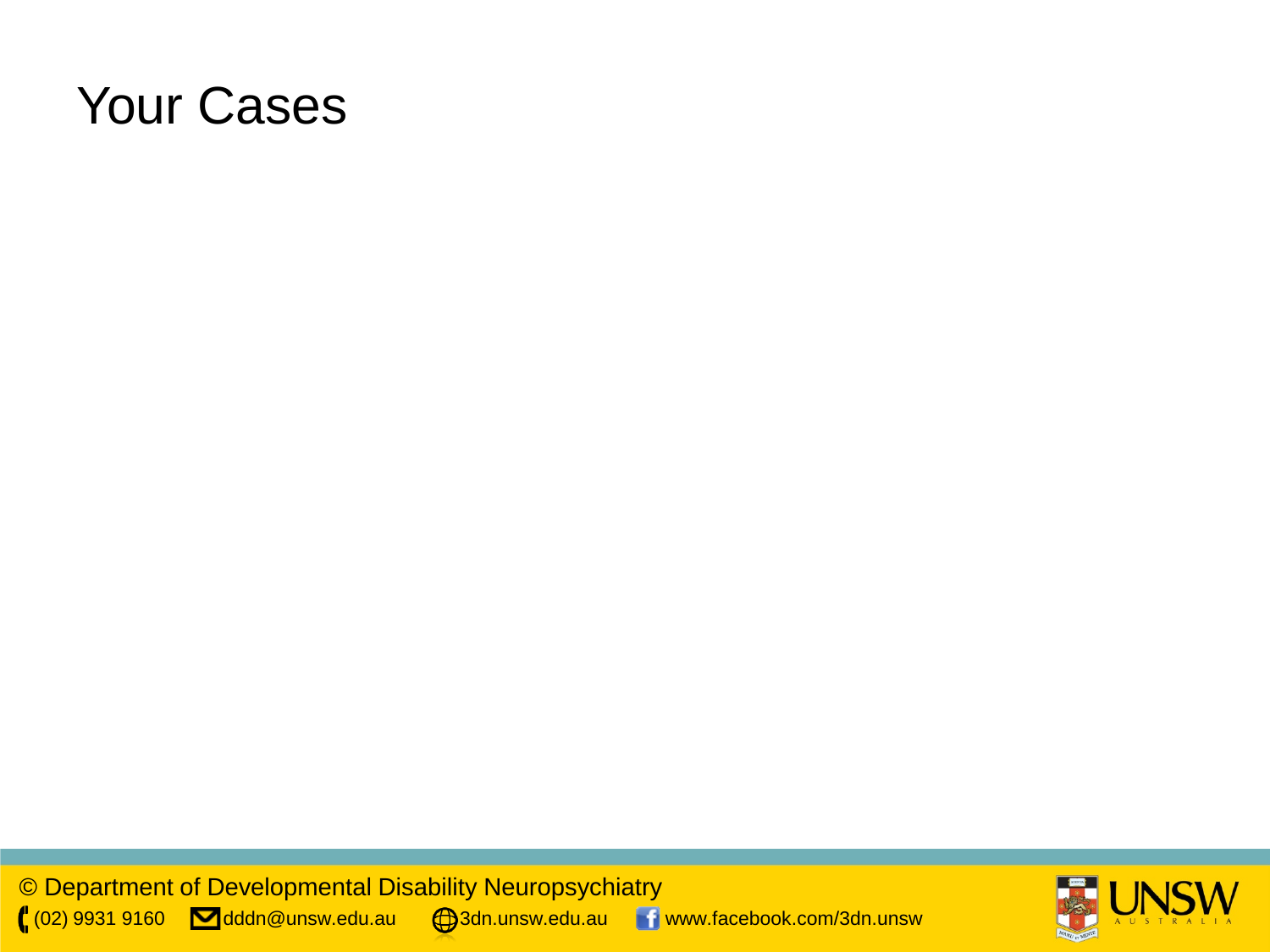# Your Cases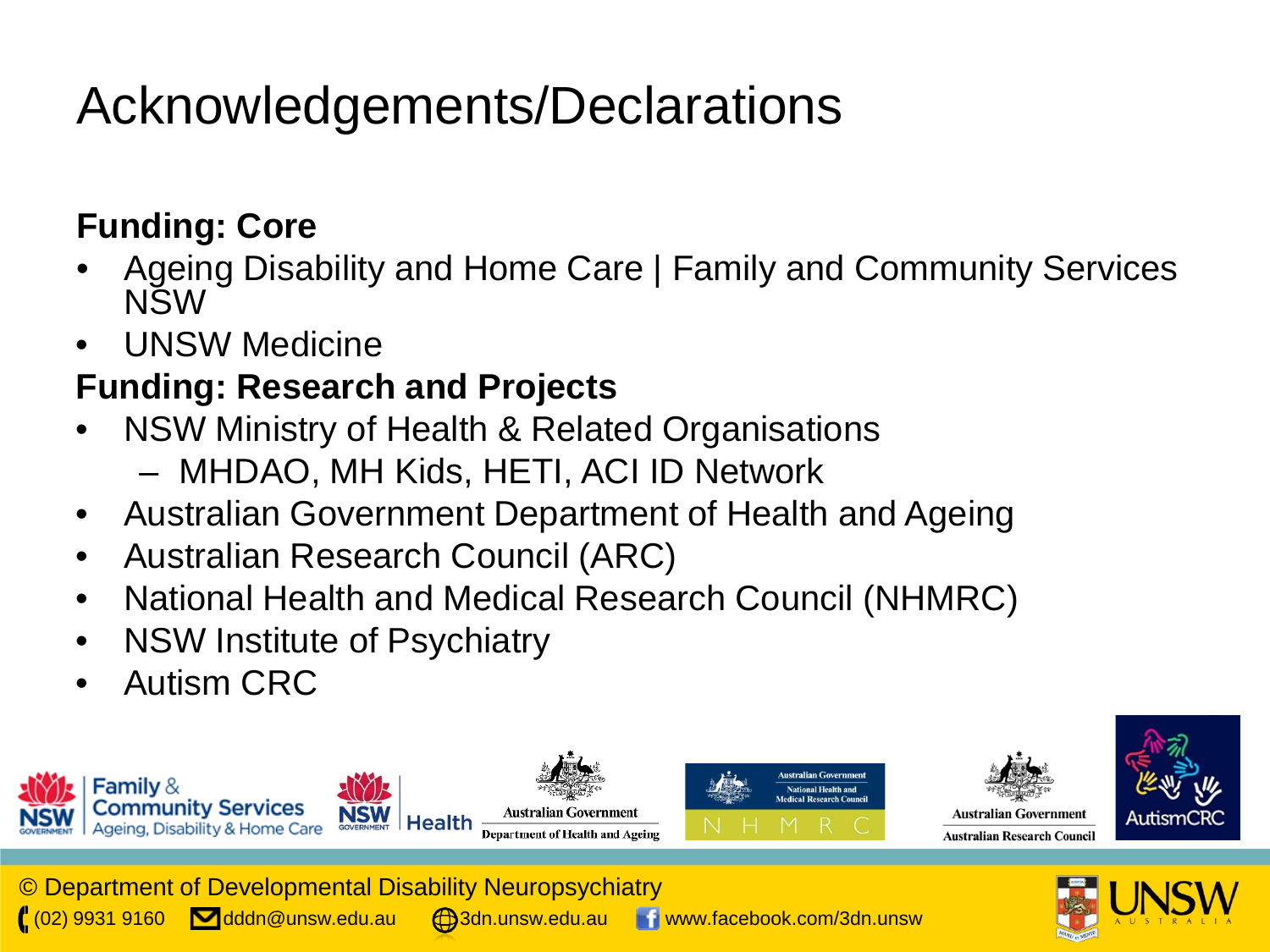# Acknowledgements/Declarations

**Funding: Core**

- Ageing Disability and Home Care | Family and Community Services NSW
- UNSW Medicine

**Funding: Research and Projects**

- NSW Ministry of Health & Related Organisations
  - MHDAO, MH Kids, HETI, ACI ID Network
- Australian Government Department of Health and Ageing
- Australian Research Council (ARC)
- National Health and Medical Research Council (NHMRC)
- NSW Institute of Psychiatry
- Autism CRC

© Department of Developmental Disability Neuropsychiatry

(02) 9931 9160 dddn@unsw.edu.au 3dn.unsw.edu.au www.facebook.com/3dn.unsw